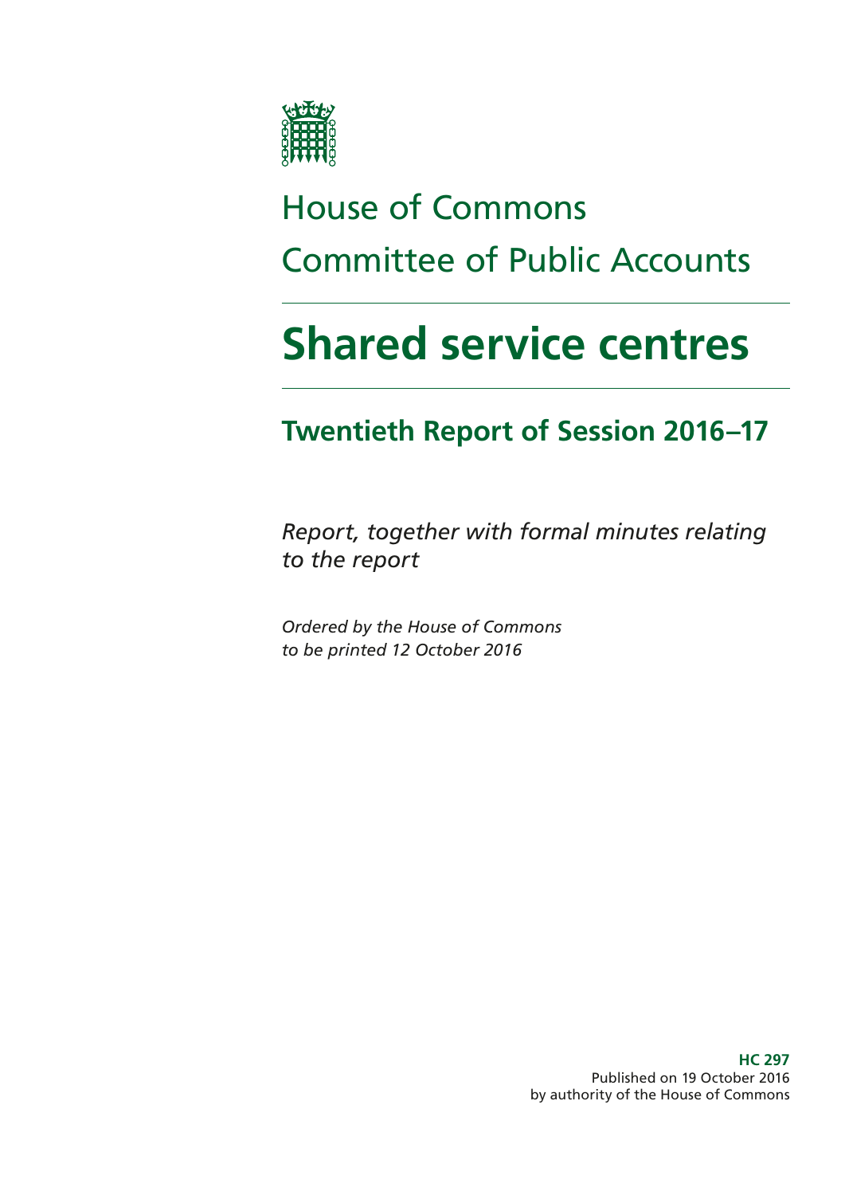# House of Commons
# Committee of Public Accounts

# Shared service centres

## Twentieth Report of Session 2016–17

*Report, together with formal minutes relating to the report*

*Ordered by the House of Commons to be printed 12 October 2016*

**HC 297**
Published on 19 October 2016
by authority of the House of Commons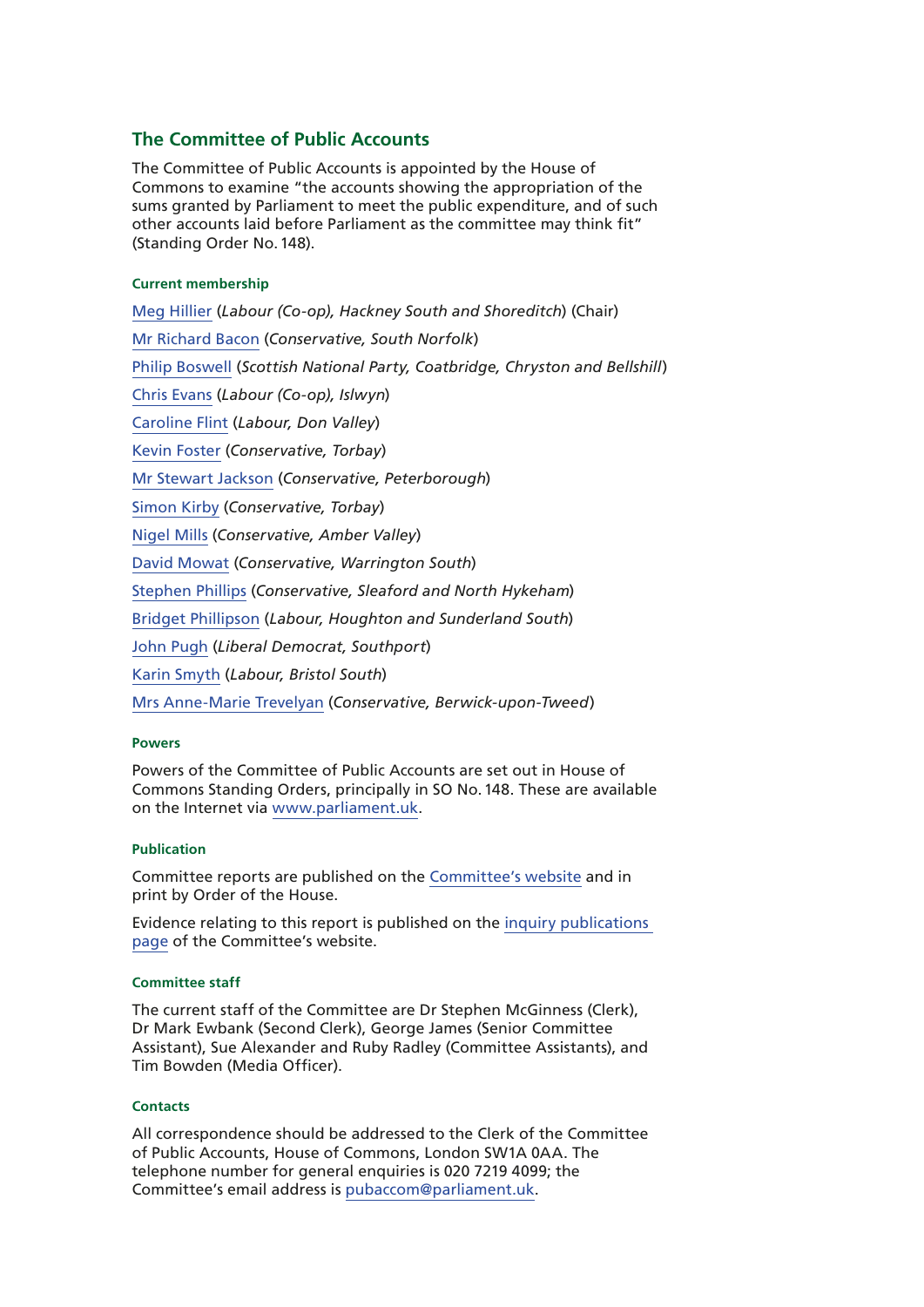## The Committee of Public Accounts

The Committee of Public Accounts is appointed by the House of Commons to examine "the accounts showing the appropriation of the sums granted by Parliament to meet the public expenditure, and of such other accounts laid before Parliament as the committee may think fit" (Standing Order No. 148).

#### Current membership

Meg Hillier (*Labour (Co-op), Hackney South and Shoreditch*) (Chair)

Mr Richard Bacon (*Conservative, South Norfolk*)

Philip Boswell (*Scottish National Party, Coatbridge, Chryston and Bellshill*)

Chris Evans (*Labour (Co-op), Islwyn*)

Caroline Flint (*Labour, Don Valley*)

Kevin Foster (*Conservative, Torbay*)

Mr Stewart Jackson (*Conservative, Peterborough*)

Simon Kirby (*Conservative, Torbay*)

Nigel Mills (*Conservative, Amber Valley*)

David Mowat (*Conservative, Warrington South*)

Stephen Phillips (*Conservative, Sleaford and North Hykeham*)

Bridget Phillipson (*Labour, Houghton and Sunderland South*)

John Pugh (*Liberal Democrat, Southport*)

Karin Smyth (*Labour, Bristol South*)

Mrs Anne-Marie Trevelyan (*Conservative, Berwick-upon-Tweed*)

#### Powers

Powers of the Committee of Public Accounts are set out in House of Commons Standing Orders, principally in SO No. 148. These are available on the Internet via www.parliament.uk.

#### Publication

Committee reports are published on the Committee's website and in print by Order of the House.

Evidence relating to this report is published on the inquiry publications page of the Committee's website.

#### Committee staff

The current staff of the Committee are Dr Stephen McGinness (Clerk), Dr Mark Ewbank (Second Clerk), George James (Senior Committee Assistant), Sue Alexander and Ruby Radley (Committee Assistants), and Tim Bowden (Media Officer).

#### Contacts

All correspondence should be addressed to the Clerk of the Committee of Public Accounts, House of Commons, London SW1A 0AA. The telephone number for general enquiries is 020 7219 4099; the Committee's email address is pubaccom@parliament.uk.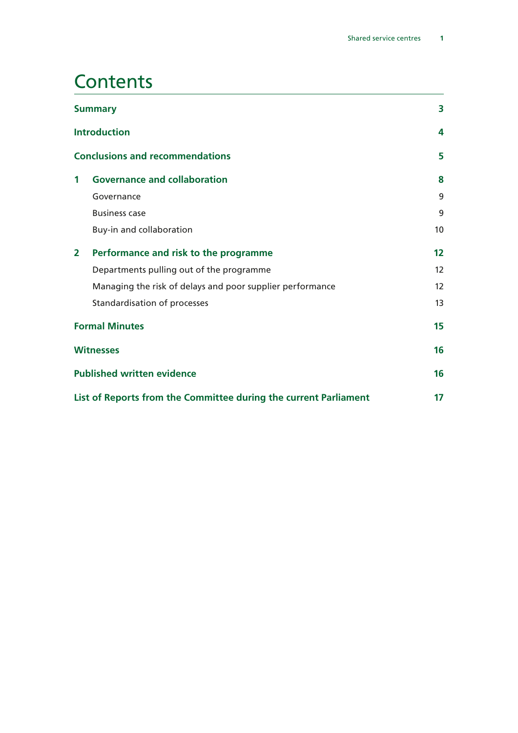# Contents

| | | |
|---|---|---|
| **Summary** | | **3** |
| **Introduction** | | **4** |
| **Conclusions and recommendations** | | **5** |
| **1** | **Governance and collaboration** | **8** |
| | Governance | 9 |
| | Business case | 9 |
| | Buy-in and collaboration | 10 |
| **2** | **Performance and risk to the programme** | **12** |
| | Departments pulling out of the programme | 12 |
| | Managing the risk of delays and poor supplier performance | 12 |
| | Standardisation of processes | 13 |
| **Formal Minutes** | | **15** |
| **Witnesses** | | **16** |
| **Published written evidence** | | **16** |
| **List of Reports from the Committee during the current Parliament** | | **17** |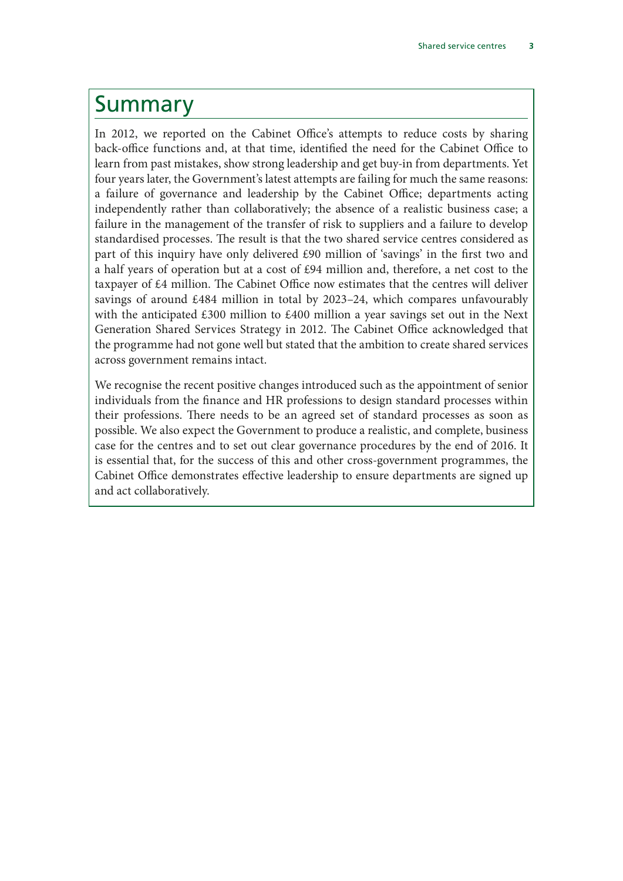# Summary

In 2012, we reported on the Cabinet Office's attempts to reduce costs by sharing back-office functions and, at that time, identified the need for the Cabinet Office to learn from past mistakes, show strong leadership and get buy-in from departments. Yet four years later, the Government's latest attempts are failing for much the same reasons: a failure of governance and leadership by the Cabinet Office; departments acting independently rather than collaboratively; the absence of a realistic business case; a failure in the management of the transfer of risk to suppliers and a failure to develop standardised processes. The result is that the two shared service centres considered as part of this inquiry have only delivered £90 million of 'savings' in the first two and a half years of operation but at a cost of £94 million and, therefore, a net cost to the taxpayer of £4 million. The Cabinet Office now estimates that the centres will deliver savings of around £484 million in total by 2023–24, which compares unfavourably with the anticipated £300 million to £400 million a year savings set out in the Next Generation Shared Services Strategy in 2012. The Cabinet Office acknowledged that the programme had not gone well but stated that the ambition to create shared services across government remains intact.

We recognise the recent positive changes introduced such as the appointment of senior individuals from the finance and HR professions to design standard processes within their professions. There needs to be an agreed set of standard processes as soon as possible. We also expect the Government to produce a realistic, and complete, business case for the centres and to set out clear governance procedures by the end of 2016. It is essential that, for the success of this and other cross-government programmes, the Cabinet Office demonstrates effective leadership to ensure departments are signed up and act collaboratively.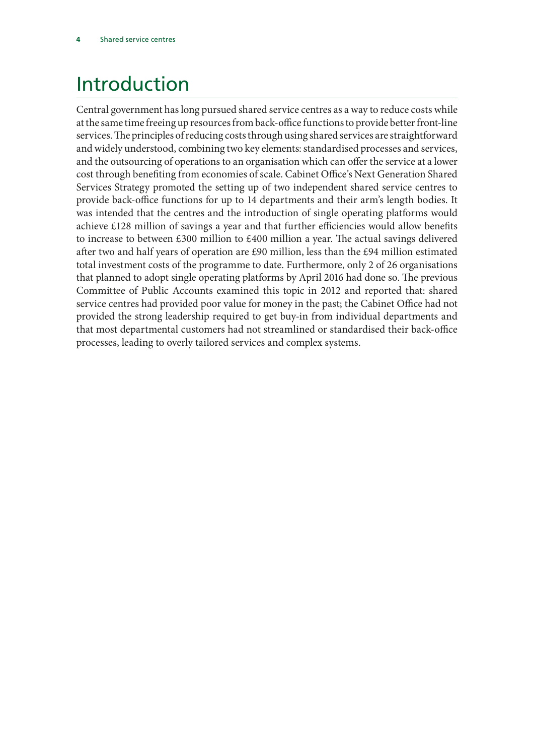# Introduction

Central government has long pursued shared service centres as a way to reduce costs while at the same time freeing up resources from back-office functions to provide better front-line services. The principles of reducing costs through using shared services are straightforward and widely understood, combining two key elements: standardised processes and services, and the outsourcing of operations to an organisation which can offer the service at a lower cost through benefiting from economies of scale. Cabinet Office's Next Generation Shared Services Strategy promoted the setting up of two independent shared service centres to provide back-office functions for up to 14 departments and their arm's length bodies. It was intended that the centres and the introduction of single operating platforms would achieve £128 million of savings a year and that further efficiencies would allow benefits to increase to between £300 million to £400 million a year. The actual savings delivered after two and half years of operation are £90 million, less than the £94 million estimated total investment costs of the programme to date. Furthermore, only 2 of 26 organisations that planned to adopt single operating platforms by April 2016 had done so. The previous Committee of Public Accounts examined this topic in 2012 and reported that: shared service centres had provided poor value for money in the past; the Cabinet Office had not provided the strong leadership required to get buy-in from individual departments and that most departmental customers had not streamlined or standardised their back-office processes, leading to overly tailored services and complex systems.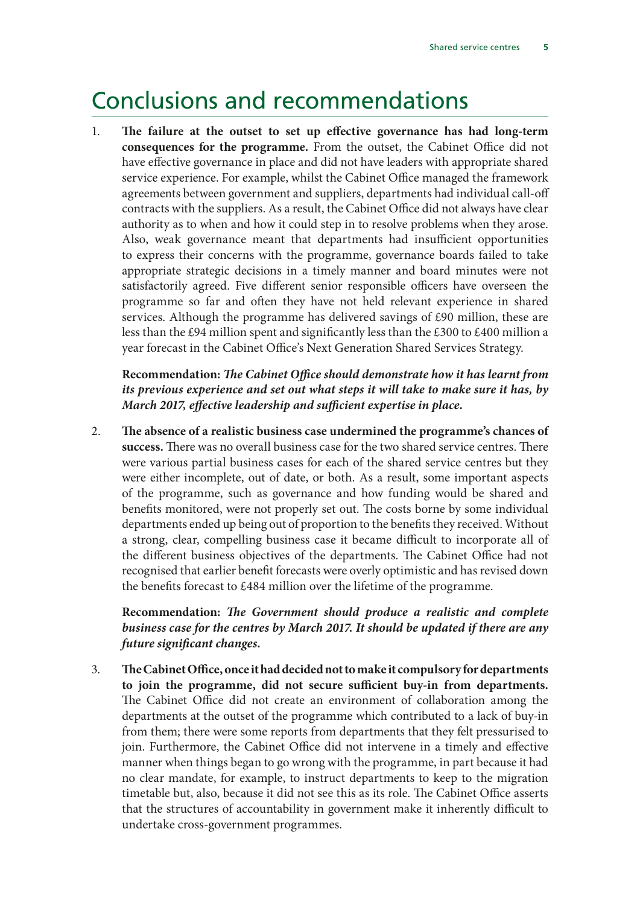# Conclusions and recommendations

1. **The failure at the outset to set up effective governance has had long-term consequences for the programme.** From the outset, the Cabinet Office did not have effective governance in place and did not have leaders with appropriate shared service experience. For example, whilst the Cabinet Office managed the framework agreements between government and suppliers, departments had individual call-off contracts with the suppliers. As a result, the Cabinet Office did not always have clear authority as to when and how it could step in to resolve problems when they arose. Also, weak governance meant that departments had insufficient opportunities to express their concerns with the programme, governance boards failed to take appropriate strategic decisions in a timely manner and board minutes were not satisfactorily agreed. Five different senior responsible officers have overseen the programme so far and often they have not held relevant experience in shared services. Although the programme has delivered savings of £90 million, these are less than the £94 million spent and significantly less than the £300 to £400 million a year forecast in the Cabinet Office's Next Generation Shared Services Strategy.

   **Recommendation:** ***The Cabinet Office should demonstrate how it has learnt from its previous experience and set out what steps it will take to make sure it has, by March 2017, effective leadership and sufficient expertise in place.***

2. **The absence of a realistic business case undermined the programme's chances of success.** There was no overall business case for the two shared service centres. There were various partial business cases for each of the shared service centres but they were either incomplete, out of date, or both. As a result, some important aspects of the programme, such as governance and how funding would be shared and benefits monitored, were not properly set out. The costs borne by some individual departments ended up being out of proportion to the benefits they received. Without a strong, clear, compelling business case it became difficult to incorporate all of the different business objectives of the departments. The Cabinet Office had not recognised that earlier benefit forecasts were overly optimistic and has revised down the benefits forecast to £484 million over the lifetime of the programme.

   **Recommendation:** ***The Government should produce a realistic and complete business case for the centres by March 2017. It should be updated if there are any future significant changes.***

3. **The Cabinet Office, once it had decided not to make it compulsory for departments to join the programme, did not secure sufficient buy-in from departments.** The Cabinet Office did not create an environment of collaboration among the departments at the outset of the programme which contributed to a lack of buy-in from them; there were some reports from departments that they felt pressurised to join. Furthermore, the Cabinet Office did not intervene in a timely and effective manner when things began to go wrong with the programme, in part because it had no clear mandate, for example, to instruct departments to keep to the migration timetable but, also, because it did not see this as its role. The Cabinet Office asserts that the structures of accountability in government make it inherently difficult to undertake cross-government programmes.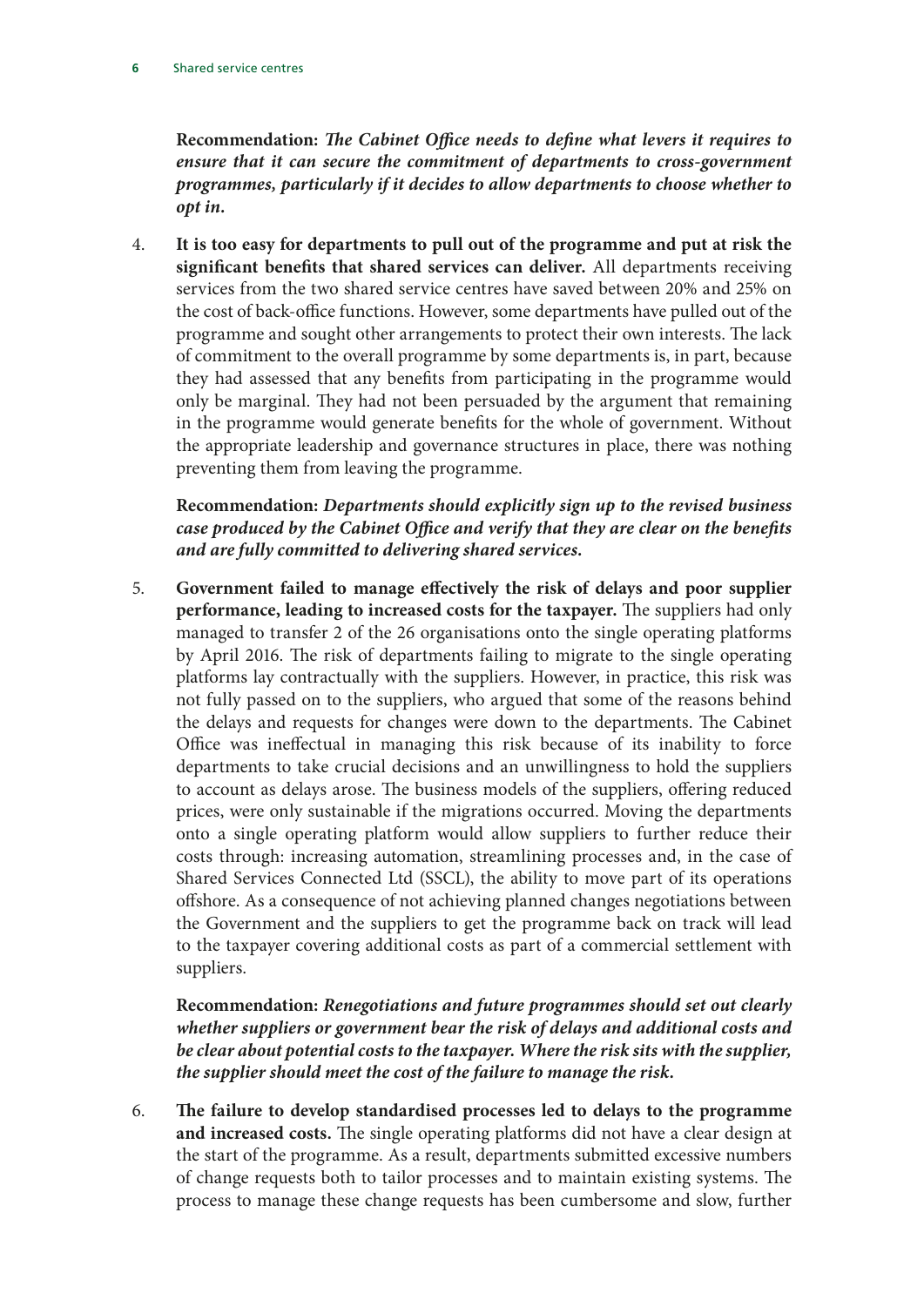**Recommendation:** ***The Cabinet Office needs to define what levers it requires to ensure that it can secure the commitment of departments to cross-government programmes, particularly if it decides to allow departments to choose whether to opt in.***

4. **It is too easy for departments to pull out of the programme and put at risk the significant benefits that shared services can deliver.** All departments receiving services from the two shared service centres have saved between 20% and 25% on the cost of back-office functions. However, some departments have pulled out of the programme and sought other arrangements to protect their own interests. The lack of commitment to the overall programme by some departments is, in part, because they had assessed that any benefits from participating in the programme would only be marginal. They had not been persuaded by the argument that remaining in the programme would generate benefits for the whole of government. Without the appropriate leadership and governance structures in place, there was nothing preventing them from leaving the programme.

   **Recommendation:** ***Departments should explicitly sign up to the revised business case produced by the Cabinet Office and verify that they are clear on the benefits and are fully committed to delivering shared services.***

5. **Government failed to manage effectively the risk of delays and poor supplier performance, leading to increased costs for the taxpayer.** The suppliers had only managed to transfer 2 of the 26 organisations onto the single operating platforms by April 2016. The risk of departments failing to migrate to the single operating platforms lay contractually with the suppliers. However, in practice, this risk was not fully passed on to the suppliers, who argued that some of the reasons behind the delays and requests for changes were down to the departments. The Cabinet Office was ineffectual in managing this risk because of its inability to force departments to take crucial decisions and an unwillingness to hold the suppliers to account as delays arose. The business models of the suppliers, offering reduced prices, were only sustainable if the migrations occurred. Moving the departments onto a single operating platform would allow suppliers to further reduce their costs through: increasing automation, streamlining processes and, in the case of Shared Services Connected Ltd (SSCL), the ability to move part of its operations offshore. As a consequence of not achieving planned changes negotiations between the Government and the suppliers to get the programme back on track will lead to the taxpayer covering additional costs as part of a commercial settlement with suppliers.

   **Recommendation:** ***Renegotiations and future programmes should set out clearly whether suppliers or government bear the risk of delays and additional costs and be clear about potential costs to the taxpayer. Where the risk sits with the supplier, the supplier should meet the cost of the failure to manage the risk.***

6. **The failure to develop standardised processes led to delays to the programme and increased costs.** The single operating platforms did not have a clear design at the start of the programme. As a result, departments submitted excessive numbers of change requests both to tailor processes and to maintain existing systems. The process to manage these change requests has been cumbersome and slow, further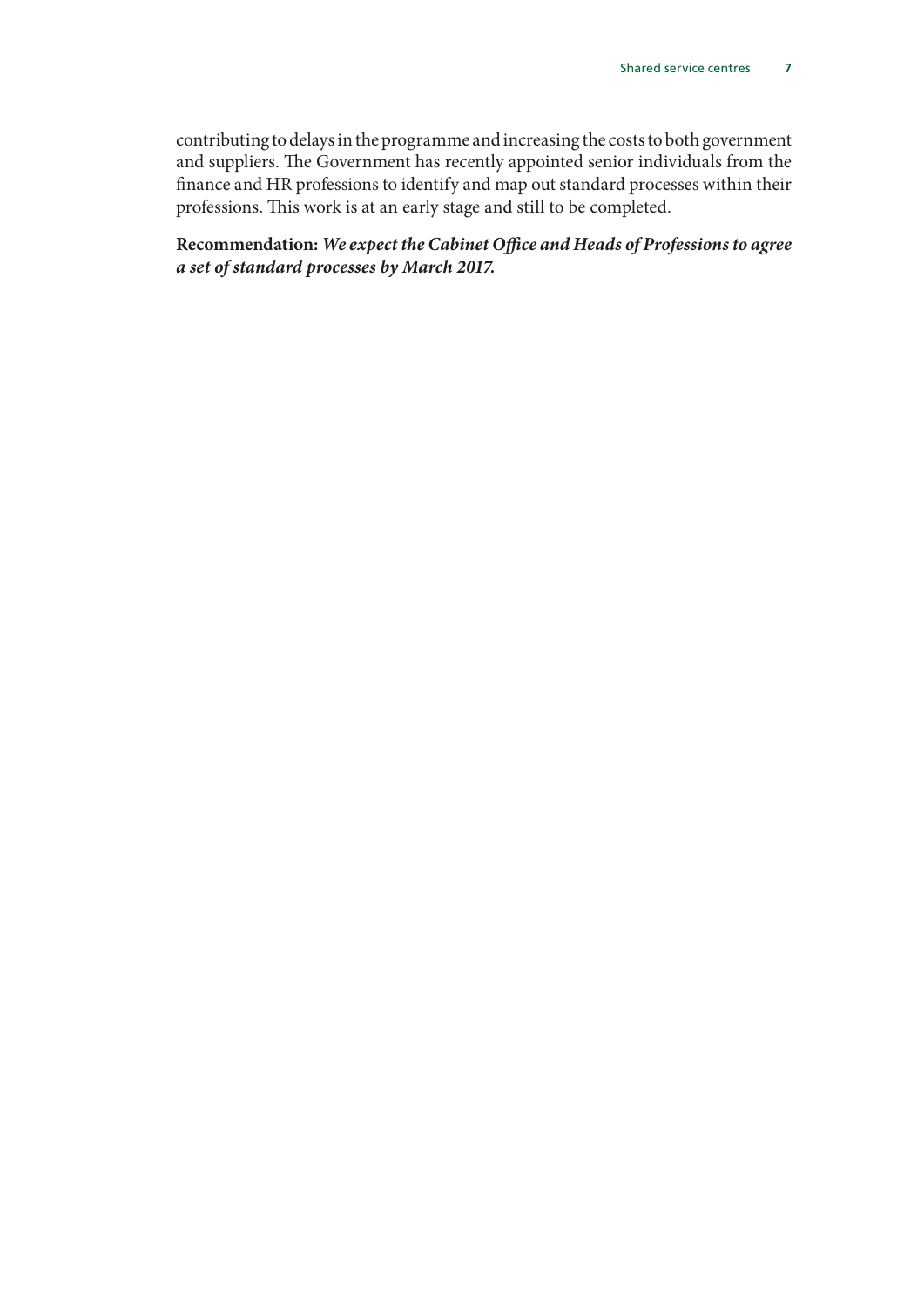contributing to delays in the programme and increasing the costs to both government and suppliers. The Government has recently appointed senior individuals from the finance and HR professions to identify and map out standard processes within their professions. This work is at an early stage and still to be completed.

**Recommendation:** ***We expect the Cabinet Office and Heads of Professions to agree a set of standard processes by March 2017.***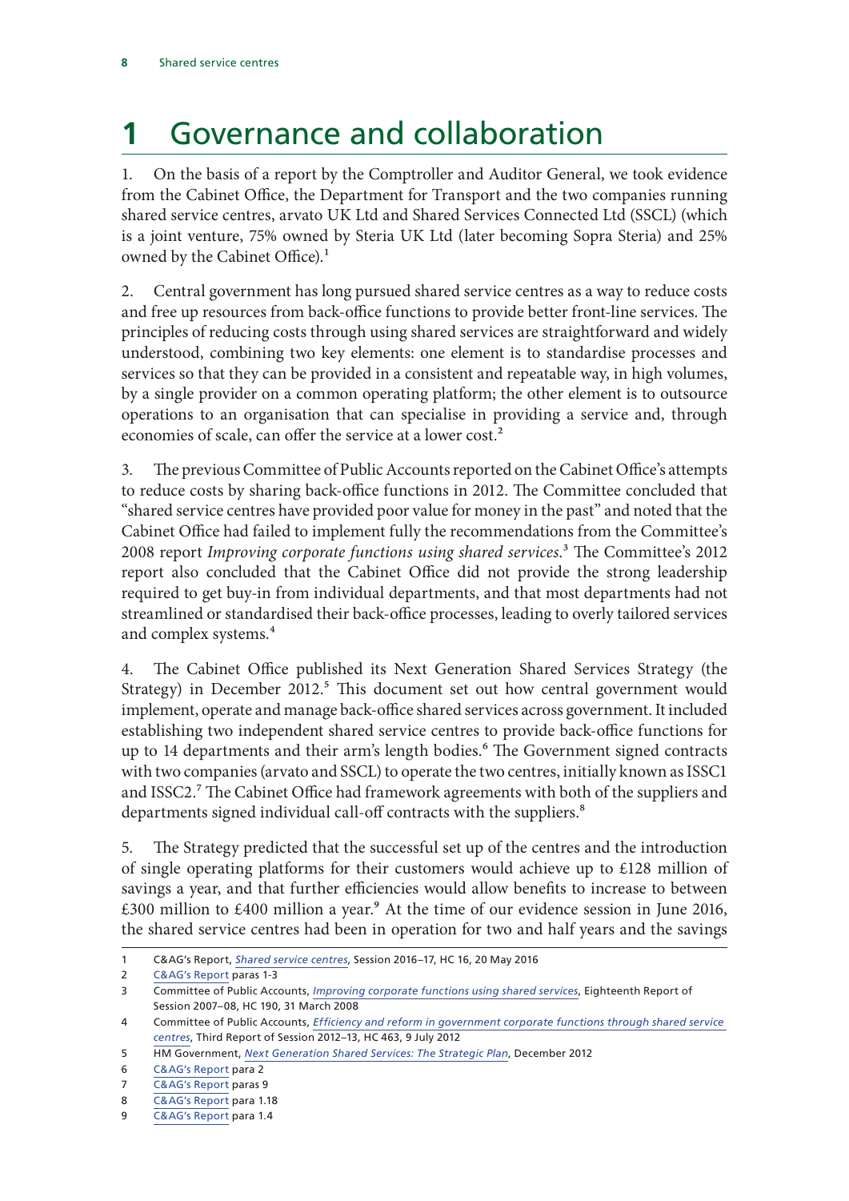# 1 Governance and collaboration

1. On the basis of a report by the Comptroller and Auditor General, we took evidence from the Cabinet Office, the Department for Transport and the two companies running shared service centres, arvato UK Ltd and Shared Services Connected Ltd (SSCL) (which is a joint venture, 75% owned by Steria UK Ltd (later becoming Sopra Steria) and 25% owned by the Cabinet Office).[1]

2. Central government has long pursued shared service centres as a way to reduce costs and free up resources from back-office functions to provide better front-line services. The principles of reducing costs through using shared services are straightforward and widely understood, combining two key elements: one element is to standardise processes and services so that they can be provided in a consistent and repeatable way, in high volumes, by a single provider on a common operating platform; the other element is to outsource operations to an organisation that can specialise in providing a service and, through economies of scale, can offer the service at a lower cost.[2]

3. The previous Committee of Public Accounts reported on the Cabinet Office's attempts to reduce costs by sharing back-office functions in 2012. The Committee concluded that "shared service centres have provided poor value for money in the past" and noted that the Cabinet Office had failed to implement fully the recommendations from the Committee's 2008 report *Improving corporate functions using shared services*.[3] The Committee's 2012 report also concluded that the Cabinet Office did not provide the strong leadership required to get buy-in from individual departments, and that most departments had not streamlined or standardised their back-office processes, leading to overly tailored services and complex systems.[4]

4. The Cabinet Office published its Next Generation Shared Services Strategy (the Strategy) in December 2012.[5] This document set out how central government would implement, operate and manage back-office shared services across government. It included establishing two independent shared service centres to provide back-office functions for up to 14 departments and their arm's length bodies.[6] The Government signed contracts with two companies (arvato and SSCL) to operate the two centres, initially known as ISSC1 and ISSC2.[7] The Cabinet Office had framework agreements with both of the suppliers and departments signed individual call-off contracts with the suppliers.[8]

5. The Strategy predicted that the successful set up of the centres and the introduction of single operating platforms for their customers would achieve up to £128 million of savings a year, and that further efficiencies would allow benefits to increase to between £300 million to £400 million a year.[9] At the time of our evidence session in June 2016, the shared service centres had been in operation for two and half years and the savings

---

1 C&AG's Report, *Shared service centres*, Session 2016–17, HC 16, 20 May 2016

2 C&AG's Report paras 1-3

3 Committee of Public Accounts, *Improving corporate functions using shared services*, Eighteenth Report of Session 2007–08, HC 190, 31 March 2008

4 Committee of Public Accounts, *Efficiency and reform in government corporate functions through shared service centres*, Third Report of Session 2012–13, HC 463, 9 July 2012

5 HM Government, *Next Generation Shared Services: The Strategic Plan*, December 2012

6 C&AG's Report para 2

7 C&AG's Report paras 9

8 C&AG's Report para 1.18

9 C&AG's Report para 1.4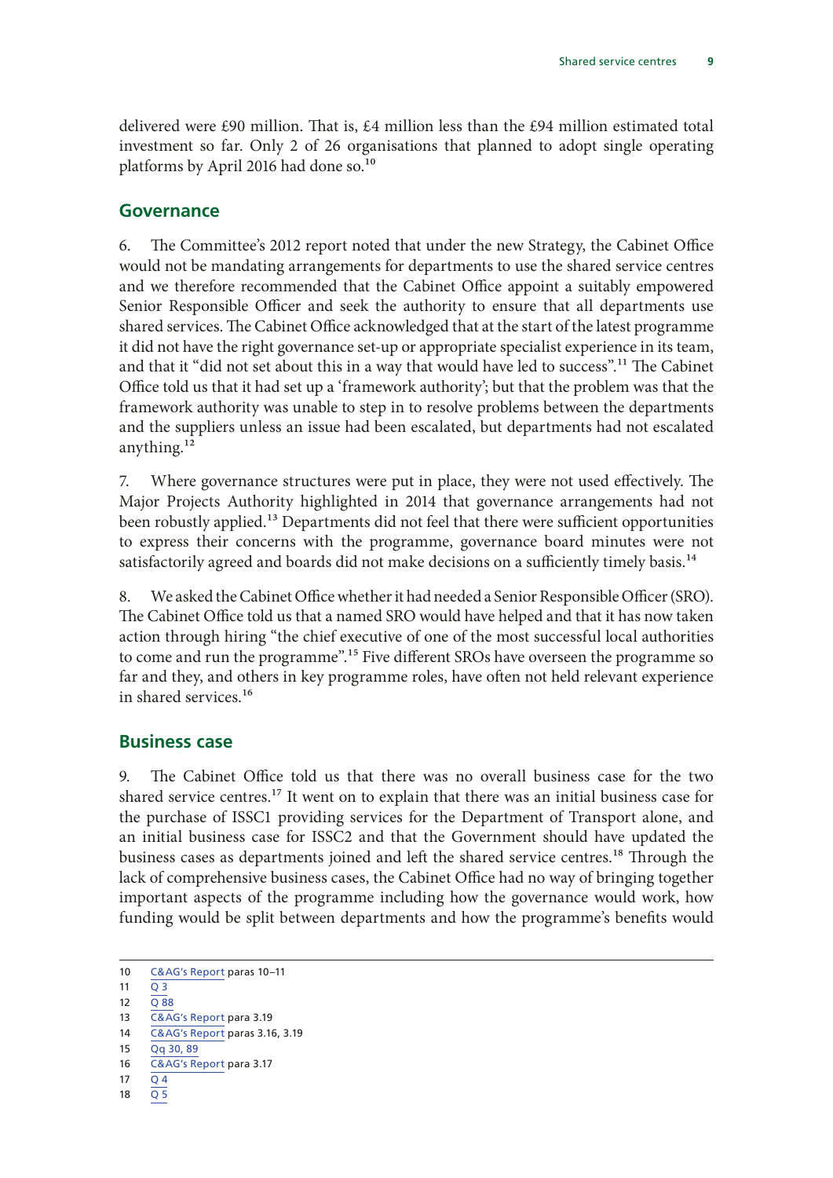delivered were £90 million. That is, £4 million less than the £94 million estimated total investment so far. Only 2 of 26 organisations that planned to adopt single operating platforms by April 2016 had done so.[10]

## Governance

6. The Committee's 2012 report noted that under the new Strategy, the Cabinet Office would not be mandating arrangements for departments to use the shared service centres and we therefore recommended that the Cabinet Office appoint a suitably empowered Senior Responsible Officer and seek the authority to ensure that all departments use shared services. The Cabinet Office acknowledged that at the start of the latest programme it did not have the right governance set-up or appropriate specialist experience in its team, and that it "did not set about this in a way that would have led to success".[11] The Cabinet Office told us that it had set up a 'framework authority'; but that the problem was that the framework authority was unable to step in to resolve problems between the departments and the suppliers unless an issue had been escalated, but departments had not escalated anything.[12]

7. Where governance structures were put in place, they were not used effectively. The Major Projects Authority highlighted in 2014 that governance arrangements had not been robustly applied.[13] Departments did not feel that there were sufficient opportunities to express their concerns with the programme, governance board minutes were not satisfactorily agreed and boards did not make decisions on a sufficiently timely basis.[14]

8. We asked the Cabinet Office whether it had needed a Senior Responsible Officer (SRO). The Cabinet Office told us that a named SRO would have helped and that it has now taken action through hiring "the chief executive of one of the most successful local authorities to come and run the programme".[15] Five different SROs have overseen the programme so far and they, and others in key programme roles, have often not held relevant experience in shared services.[16]

## Business case

9. The Cabinet Office told us that there was no overall business case for the two shared service centres.[17] It went on to explain that there was an initial business case for the purchase of ISSC1 providing services for the Department of Transport alone, and an initial business case for ISSC2 and that the Government should have updated the business cases as departments joined and left the shared service centres.[18] Through the lack of comprehensive business cases, the Cabinet Office had no way of bringing together important aspects of the programme including how the governance would work, how funding would be split between departments and how the programme's benefits would

10 C&AG's Report paras 10–11
11 Q 3
12 Q 88
13 C&AG's Report para 3.19
14 C&AG's Report paras 3.16, 3.19
15 Qq 30, 89
16 C&AG's Report para 3.17
17 Q 4
18 Q 5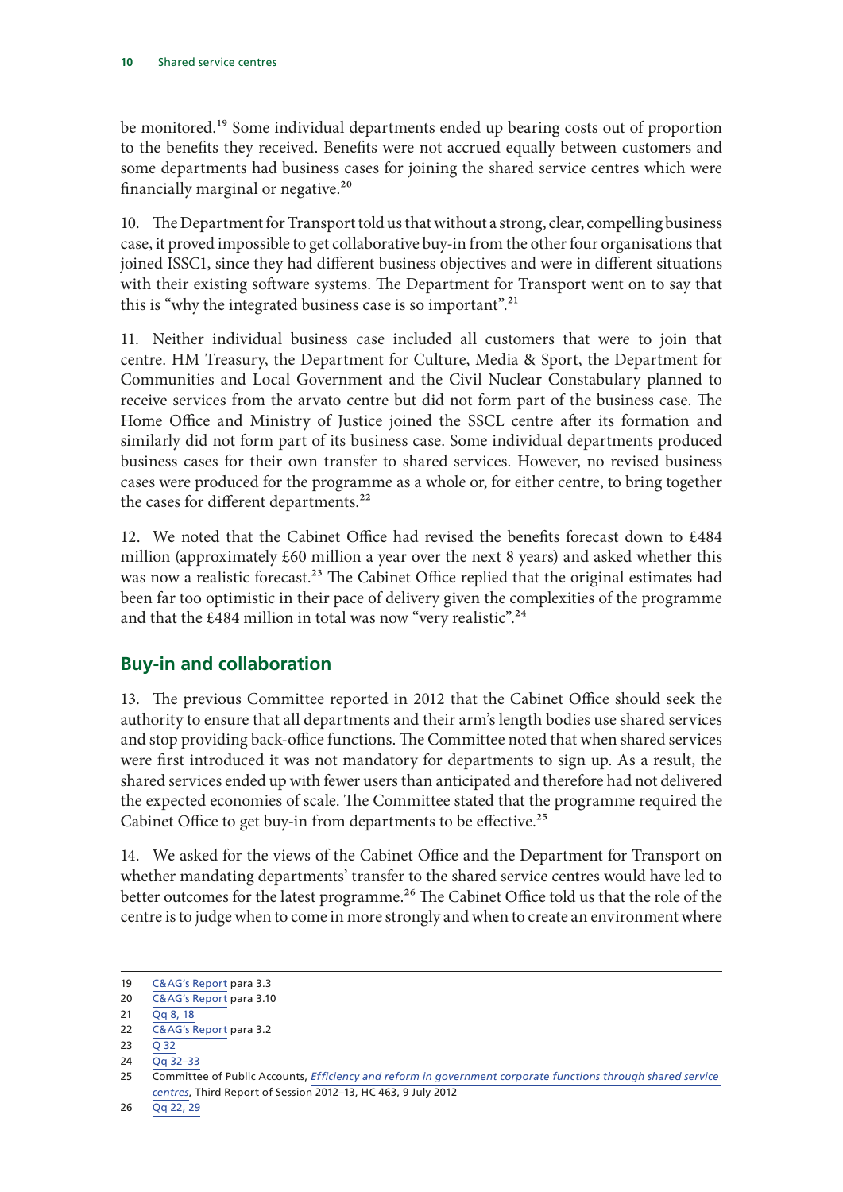be monitored.[19] Some individual departments ended up bearing costs out of proportion to the benefits they received. Benefits were not accrued equally between customers and some departments had business cases for joining the shared service centres which were financially marginal or negative.[20]

10. The Department for Transport told us that without a strong, clear, compelling business case, it proved impossible to get collaborative buy-in from the other four organisations that joined ISSC1, since they had different business objectives and were in different situations with their existing software systems. The Department for Transport went on to say that this is "why the integrated business case is so important".[21]

11. Neither individual business case included all customers that were to join that centre. HM Treasury, the Department for Culture, Media & Sport, the Department for Communities and Local Government and the Civil Nuclear Constabulary planned to receive services from the arvato centre but did not form part of the business case. The Home Office and Ministry of Justice joined the SSCL centre after its formation and similarly did not form part of its business case. Some individual departments produced business cases for their own transfer to shared services. However, no revised business cases were produced for the programme as a whole or, for either centre, to bring together the cases for different departments.[22]

12. We noted that the Cabinet Office had revised the benefits forecast down to £484 million (approximately £60 million a year over the next 8 years) and asked whether this was now a realistic forecast.[23] The Cabinet Office replied that the original estimates had been far too optimistic in their pace of delivery given the complexities of the programme and that the £484 million in total was now "very realistic".[24]

## Buy-in and collaboration

13. The previous Committee reported in 2012 that the Cabinet Office should seek the authority to ensure that all departments and their arm's length bodies use shared services and stop providing back-office functions. The Committee noted that when shared services were first introduced it was not mandatory for departments to sign up. As a result, the shared services ended up with fewer users than anticipated and therefore had not delivered the expected economies of scale. The Committee stated that the programme required the Cabinet Office to get buy-in from departments to be effective.[25]

14. We asked for the views of the Cabinet Office and the Department for Transport on whether mandating departments' transfer to the shared service centres would have led to better outcomes for the latest programme.[26] The Cabinet Office told us that the role of the centre is to judge when to come in more strongly and when to create an environment where

---

19 C&AG's Report para 3.3

20 C&AG's Report para 3.10

21 Qq 8, 18

22 C&AG's Report para 3.2

23 Q 32

24 Qq 32–33

25 Committee of Public Accounts, *Efficiency and reform in government corporate functions through shared service centres*, Third Report of Session 2012–13, HC 463, 9 July 2012

26 Qq 22, 29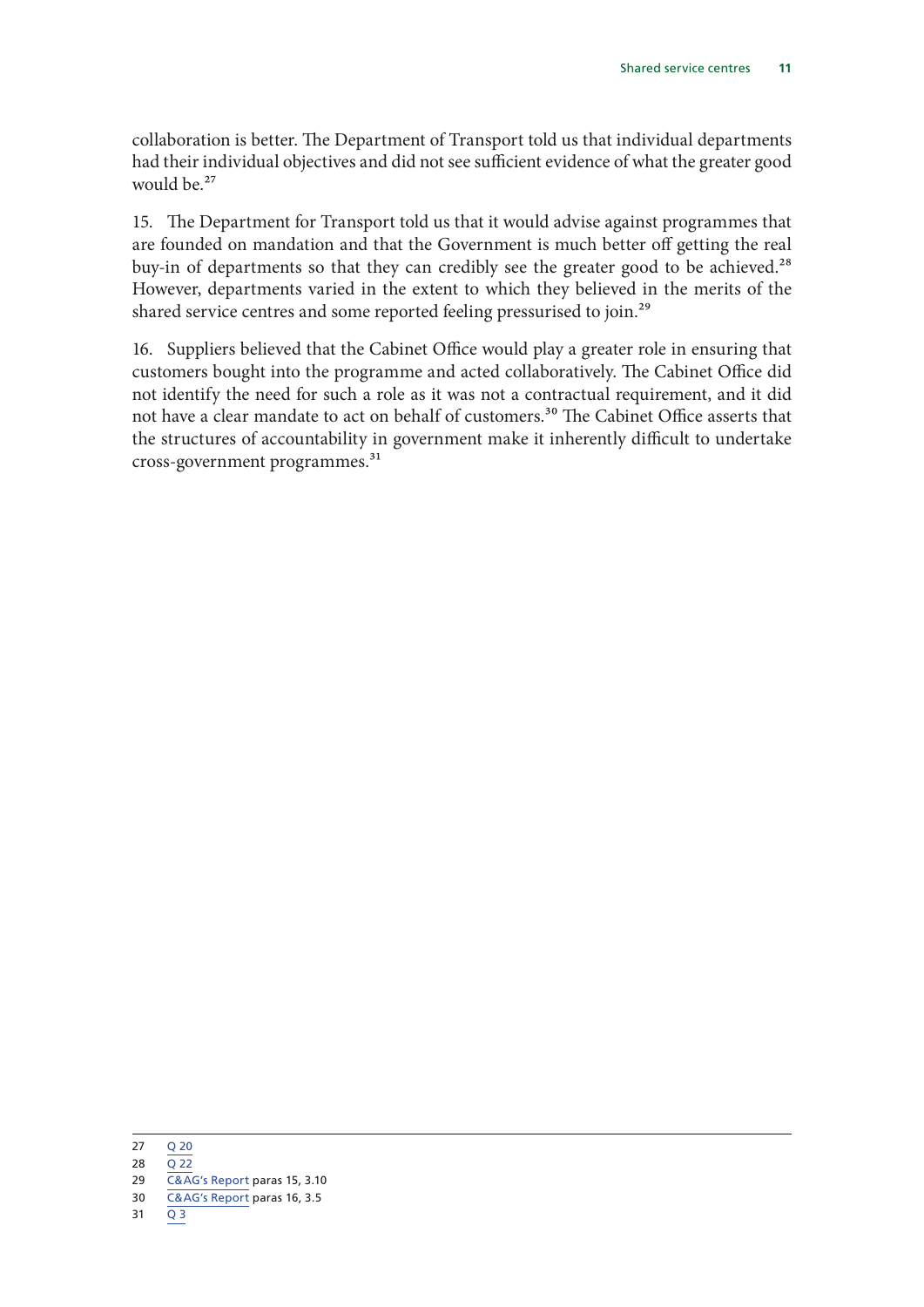collaboration is better. The Department of Transport told us that individual departments had their individual objectives and did not see sufficient evidence of what the greater good would be.[27]

15. The Department for Transport told us that it would advise against programmes that are founded on mandation and that the Government is much better off getting the real buy-in of departments so that they can credibly see the greater good to be achieved.[28] However, departments varied in the extent to which they believed in the merits of the shared service centres and some reported feeling pressurised to join.[29]

16. Suppliers believed that the Cabinet Office would play a greater role in ensuring that customers bought into the programme and acted collaboratively. The Cabinet Office did not identify the need for such a role as it was not a contractual requirement, and it did not have a clear mandate to act on behalf of customers.[30] The Cabinet Office asserts that the structures of accountability in government make it inherently difficult to undertake cross-government programmes.[31]

---

27 Q 20

28 Q 22

29 C&AG's Report paras 15, 3.10

30 C&AG's Report paras 16, 3.5

31 Q 3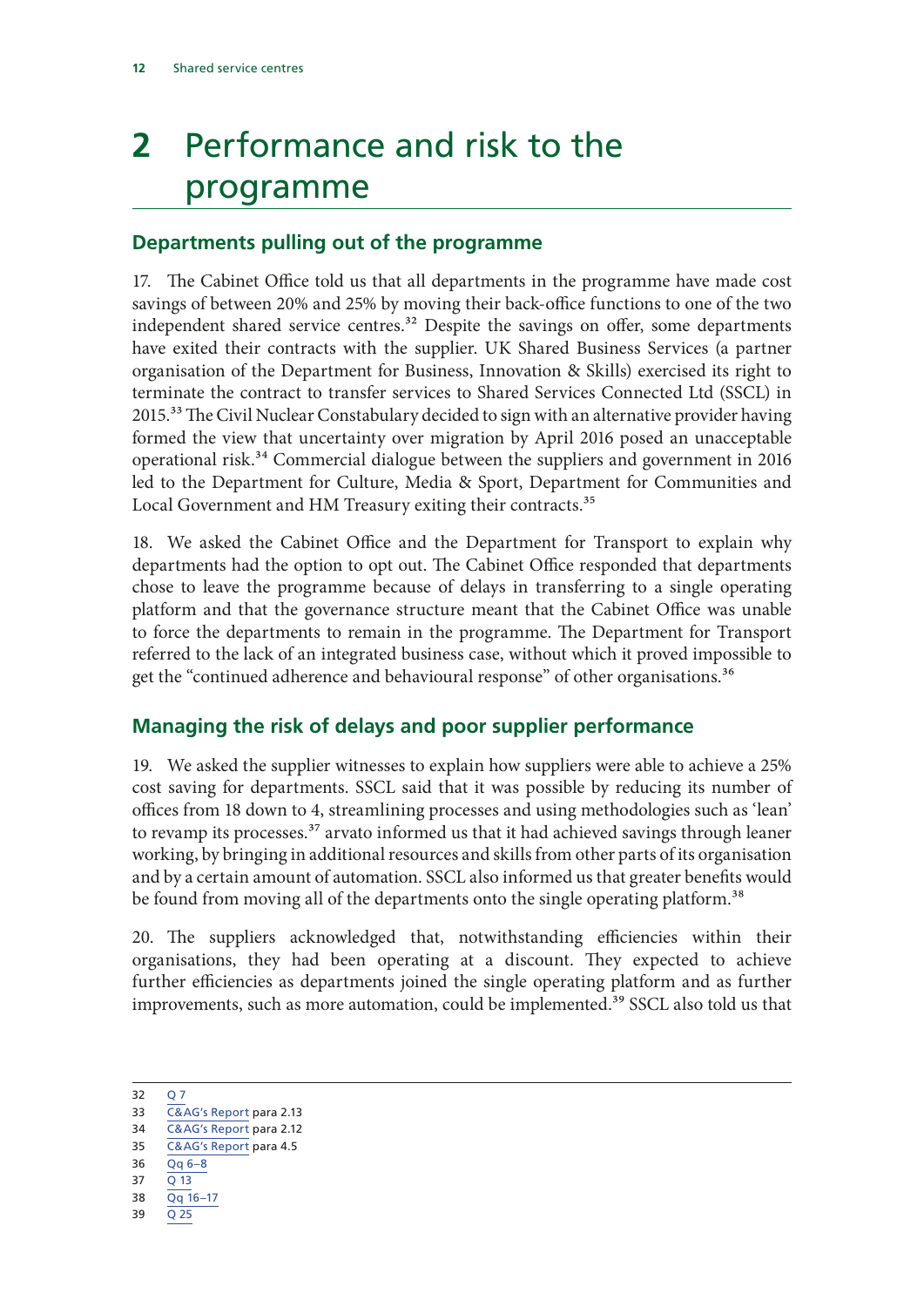# 2 Performance and risk to the programme

## Departments pulling out of the programme

17. The Cabinet Office told us that all departments in the programme have made cost savings of between 20% and 25% by moving their back-office functions to one of the two independent shared service centres.[32] Despite the savings on offer, some departments have exited their contracts with the supplier. UK Shared Business Services (a partner organisation of the Department for Business, Innovation & Skills) exercised its right to terminate the contract to transfer services to Shared Services Connected Ltd (SSCL) in 2015.[33] The Civil Nuclear Constabulary decided to sign with an alternative provider having formed the view that uncertainty over migration by April 2016 posed an unacceptable operational risk.[34] Commercial dialogue between the suppliers and government in 2016 led to the Department for Culture, Media & Sport, Department for Communities and Local Government and HM Treasury exiting their contracts.[35]

18. We asked the Cabinet Office and the Department for Transport to explain why departments had the option to opt out. The Cabinet Office responded that departments chose to leave the programme because of delays in transferring to a single operating platform and that the governance structure meant that the Cabinet Office was unable to force the departments to remain in the programme. The Department for Transport referred to the lack of an integrated business case, without which it proved impossible to get the "continued adherence and behavioural response" of other organisations.[36]

## Managing the risk of delays and poor supplier performance

19. We asked the supplier witnesses to explain how suppliers were able to achieve a 25% cost saving for departments. SSCL said that it was possible by reducing its number of offices from 18 down to 4, streamlining processes and using methodologies such as 'lean' to revamp its processes.[37] arvato informed us that it had achieved savings through leaner working, by bringing in additional resources and skills from other parts of its organisation and by a certain amount of automation. SSCL also informed us that greater benefits would be found from moving all of the departments onto the single operating platform.[38]

20. The suppliers acknowledged that, notwithstanding efficiencies within their organisations, they had been operating at a discount. They expected to achieve further efficiencies as departments joined the single operating platform and as further improvements, such as more automation, could be implemented.[39] SSCL also told us that

---

32 Q 7
33 C&AG's Report para 2.13
34 C&AG's Report para 2.12
35 C&AG's Report para 4.5
36 Qq 6–8
37 Q 13
38 Qq 16–17
39 Q 25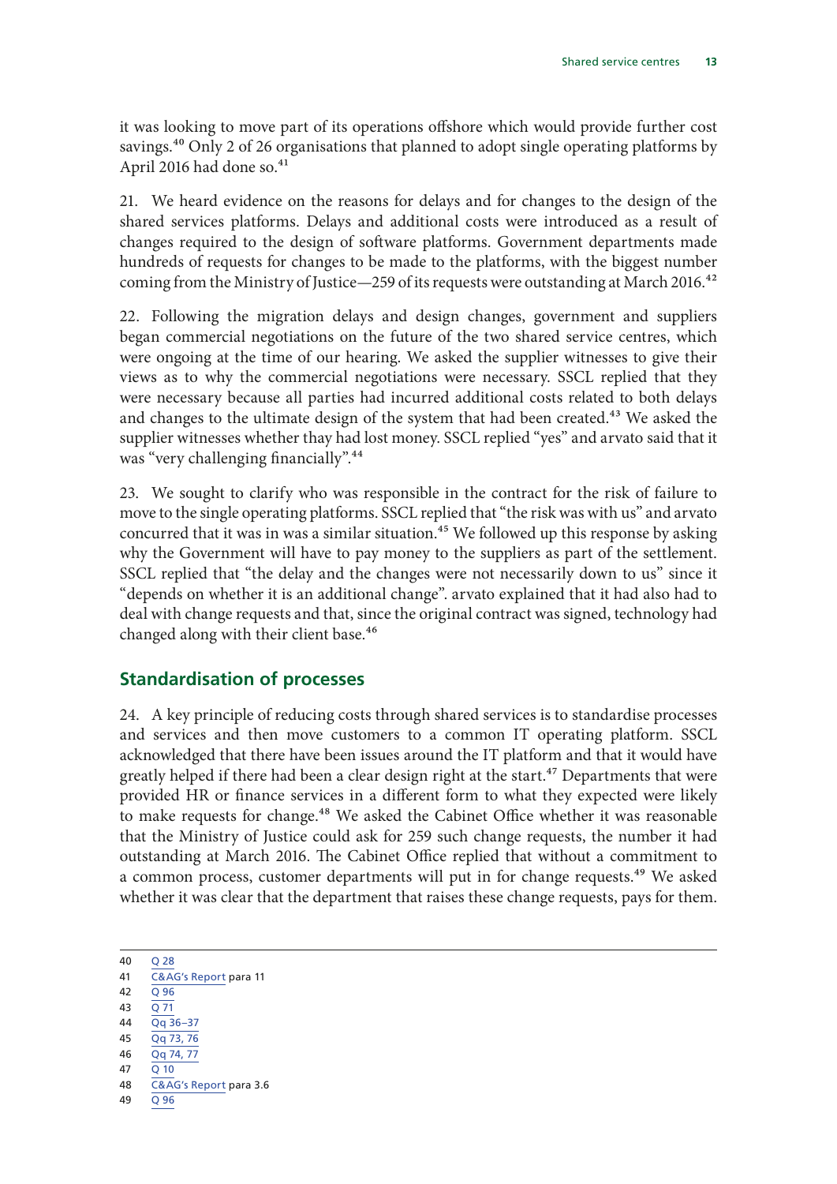it was looking to move part of its operations offshore which would provide further cost savings.[40] Only 2 of 26 organisations that planned to adopt single operating platforms by April 2016 had done so.[41]

21. We heard evidence on the reasons for delays and for changes to the design of the shared services platforms. Delays and additional costs were introduced as a result of changes required to the design of software platforms. Government departments made hundreds of requests for changes to be made to the platforms, with the biggest number coming from the Ministry of Justice—259 of its requests were outstanding at March 2016.[42]

22. Following the migration delays and design changes, government and suppliers began commercial negotiations on the future of the two shared service centres, which were ongoing at the time of our hearing. We asked the supplier witnesses to give their views as to why the commercial negotiations were necessary. SSCL replied that they were necessary because all parties had incurred additional costs related to both delays and changes to the ultimate design of the system that had been created.[43] We asked the supplier witnesses whether thay had lost money. SSCL replied "yes" and arvato said that it was "very challenging financially".[44]

23. We sought to clarify who was responsible in the contract for the risk of failure to move to the single operating platforms. SSCL replied that "the risk was with us" and arvato concurred that it was in was a similar situation.[45] We followed up this response by asking why the Government will have to pay money to the suppliers as part of the settlement. SSCL replied that "the delay and the changes were not necessarily down to us" since it "depends on whether it is an additional change". arvato explained that it had also had to deal with change requests and that, since the original contract was signed, technology had changed along with their client base.[46]

## Standardisation of processes

24. A key principle of reducing costs through shared services is to standardise processes and services and then move customers to a common IT operating platform. SSCL acknowledged that there have been issues around the IT platform and that it would have greatly helped if there had been a clear design right at the start.[47] Departments that were provided HR or finance services in a different form to what they expected were likely to make requests for change.[48] We asked the Cabinet Office whether it was reasonable that the Ministry of Justice could ask for 259 such change requests, the number it had outstanding at March 2016. The Cabinet Office replied that without a commitment to a common process, customer departments will put in for change requests.[49] We asked whether it was clear that the department that raises these change requests, pays for them.

---

40 Q 28

41 C&AG's Report para 11

42 Q 96

43 Q 71

44 Qq 36–37

45 Qq 73, 76

46 Qq 74, 77

47 Q 10

48 C&AG's Report para 3.6

49 Q 96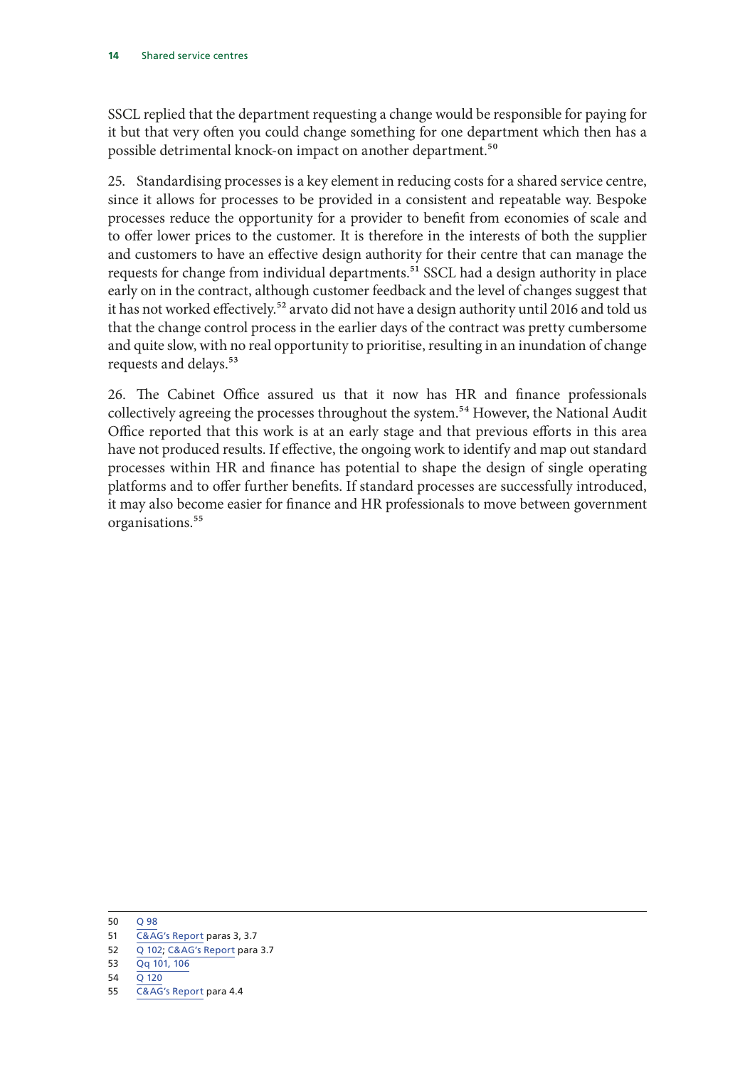SSCL replied that the department requesting a change would be responsible for paying for it but that very often you could change something for one department which then has a possible detrimental knock-on impact on another department.[50]

25. Standardising processes is a key element in reducing costs for a shared service centre, since it allows for processes to be provided in a consistent and repeatable way. Bespoke processes reduce the opportunity for a provider to benefit from economies of scale and to offer lower prices to the customer. It is therefore in the interests of both the supplier and customers to have an effective design authority for their centre that can manage the requests for change from individual departments.[51] SSCL had a design authority in place early on in the contract, although customer feedback and the level of changes suggest that it has not worked effectively.[52] arvato did not have a design authority until 2016 and told us that the change control process in the earlier days of the contract was pretty cumbersome and quite slow, with no real opportunity to prioritise, resulting in an inundation of change requests and delays.[53]

26. The Cabinet Office assured us that it now has HR and finance professionals collectively agreeing the processes throughout the system.[54] However, the National Audit Office reported that this work is at an early stage and that previous efforts in this area have not produced results. If effective, the ongoing work to identify and map out standard processes within HR and finance has potential to shape the design of single operating platforms and to offer further benefits. If standard processes are successfully introduced, it may also become easier for finance and HR professionals to move between government organisations.[55]

---

50 Q 98

51 C&AG's Report paras 3, 3.7

52 Q 102; C&AG's Report para 3.7

53 Qq 101, 106

54 Q 120

55 C&AG's Report para 4.4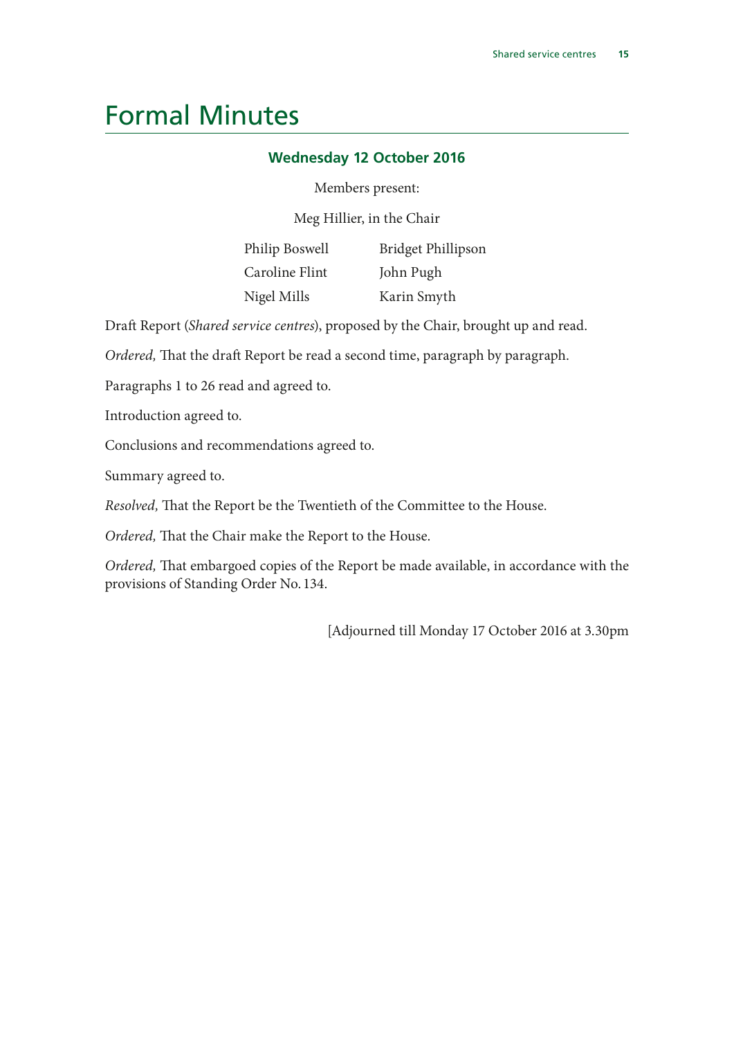# Formal Minutes

### Wednesday 12 October 2016

Members present:

Meg Hillier, in the Chair

Philip Boswell
Caroline Flint
Nigel Mills
Bridget Phillipson
John Pugh
Karin Smyth

Draft Report (*Shared service centres*), proposed by the Chair, brought up and read.

*Ordered,* That the draft Report be read a second time, paragraph by paragraph.

Paragraphs 1 to 26 read and agreed to.

Introduction agreed to.

Conclusions and recommendations agreed to.

Summary agreed to.

*Resolved,* That the Report be the Twentieth of the Committee to the House.

*Ordered,* That the Chair make the Report to the House.

*Ordered,* That embargoed copies of the Report be made available, in accordance with the provisions of Standing Order No. 134.

[Adjourned till Monday 17 October 2016 at 3.30pm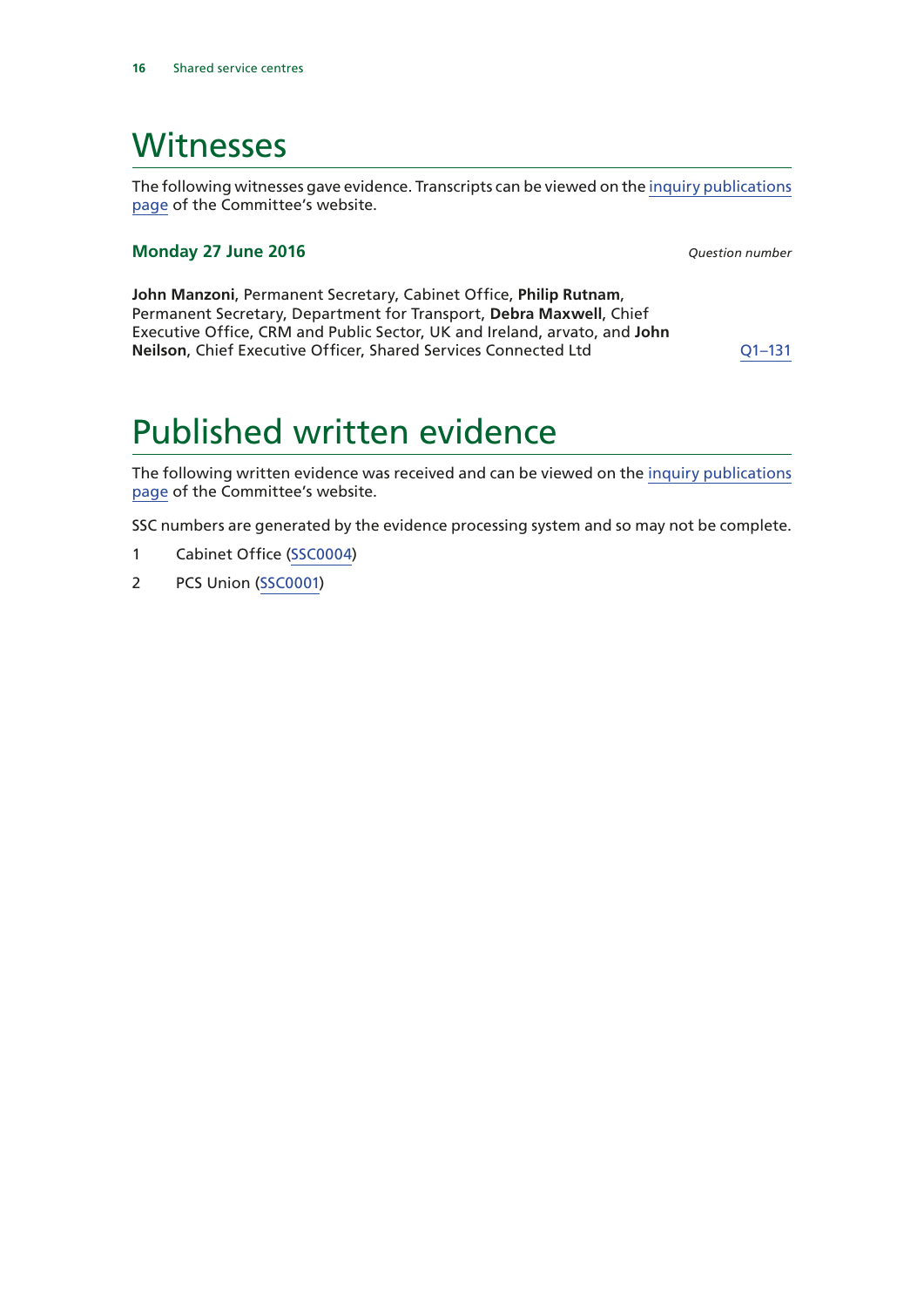# Witnesses

The following witnesses gave evidence. Transcripts can be viewed on the inquiry publications page of the Committee's website.

### Monday 27 June 2016

*Question number*

**John Manzoni**, Permanent Secretary, Cabinet Office, **Philip Rutnam**, Permanent Secretary, Department for Transport, **Debra Maxwell**, Chief Executive Office, CRM and Public Sector, UK and Ireland, arvato, and **John Neilson**, Chief Executive Officer, Shared Services Connected Ltd — Q1–131

# Published written evidence

The following written evidence was received and can be viewed on the inquiry publications page of the Committee's website.

SSC numbers are generated by the evidence processing system and so may not be complete.

1. Cabinet Office (SSC0004)
2. PCS Union (SSC0001)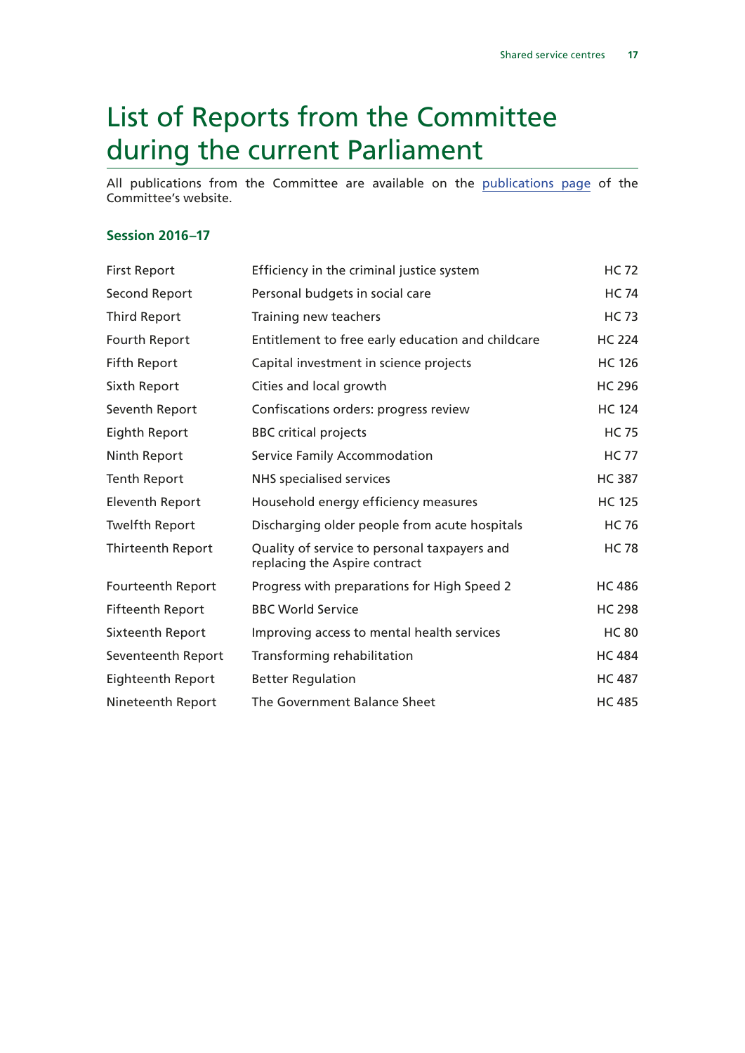# List of Reports from the Committee during the current Parliament

All publications from the Committee are available on the publications page of the Committee's website.

### Session 2016–17

| | | |
|---|---|---|
| First Report | Efficiency in the criminal justice system | HC 72 |
| Second Report | Personal budgets in social care | HC 74 |
| Third Report | Training new teachers | HC 73 |
| Fourth Report | Entitlement to free early education and childcare | HC 224 |
| Fifth Report | Capital investment in science projects | HC 126 |
| Sixth Report | Cities and local growth | HC 296 |
| Seventh Report | Confiscations orders: progress review | HC 124 |
| Eighth Report | BBC critical projects | HC 75 |
| Ninth Report | Service Family Accommodation | HC 77 |
| Tenth Report | NHS specialised services | HC 387 |
| Eleventh Report | Household energy efficiency measures | HC 125 |
| Twelfth Report | Discharging older people from acute hospitals | HC 76 |
| Thirteenth Report | Quality of service to personal taxpayers and replacing the Aspire contract | HC 78 |
| Fourteenth Report | Progress with preparations for High Speed 2 | HC 486 |
| Fifteenth Report | BBC World Service | HC 298 |
| Sixteenth Report | Improving access to mental health services | HC 80 |
| Seventeenth Report | Transforming rehabilitation | HC 484 |
| Eighteenth Report | Better Regulation | HC 487 |
| Nineteenth Report | The Government Balance Sheet | HC 485 |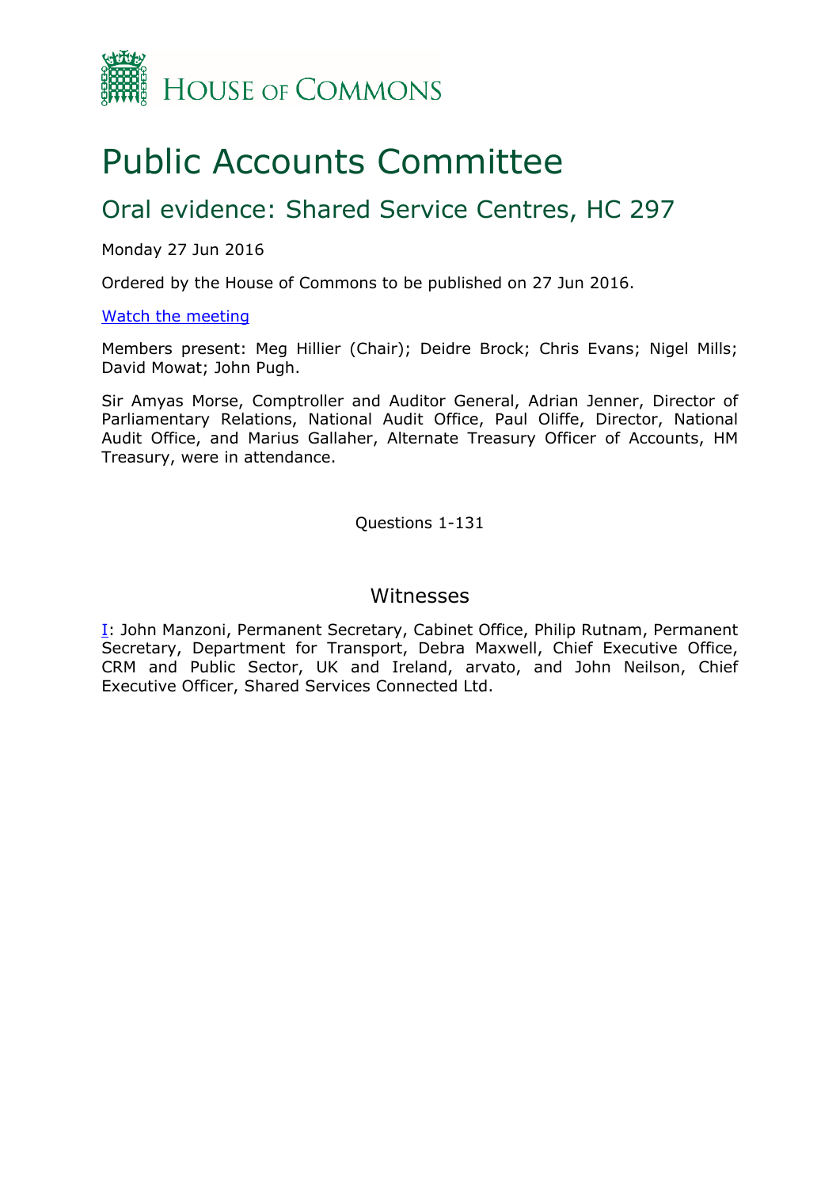# Public Accounts Committee

## Oral evidence: Shared Service Centres, HC 297

Monday 27 Jun 2016

Ordered by the House of Commons to be published on 27 Jun 2016.

[Watch the meeting]

Members present: Meg Hillier (Chair); Deidre Brock; Chris Evans; Nigel Mills; David Mowat; John Pugh.

Sir Amyas Morse, Comptroller and Auditor General, Adrian Jenner, Director of Parliamentary Relations, National Audit Office, Paul Oliffe, Director, National Audit Office, and Marius Gallaher, Alternate Treasury Officer of Accounts, HM Treasury, were in attendance.

Questions 1-131

### Witnesses

I: John Manzoni, Permanent Secretary, Cabinet Office, Philip Rutnam, Permanent Secretary, Department for Transport, Debra Maxwell, Chief Executive Office, CRM and Public Sector, UK and Ireland, arvato, and John Neilson, Chief Executive Officer, Shared Services Connected Ltd.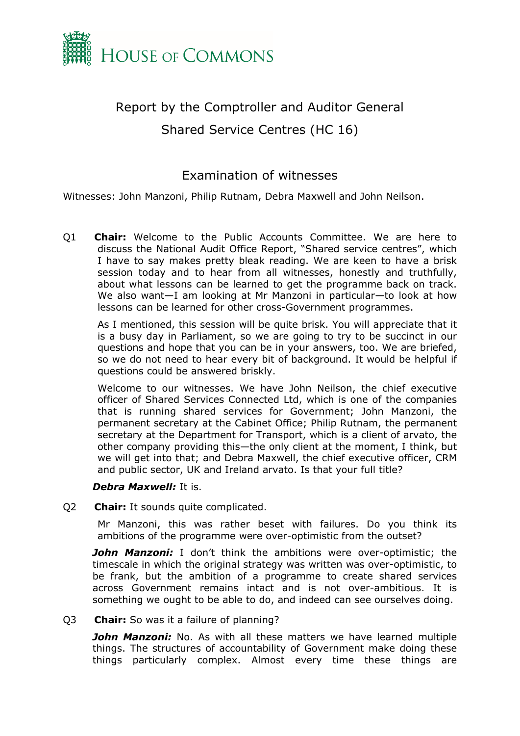# House of Commons

## Report by the Comptroller and Auditor General

## Shared Service Centres (HC 16)

### Examination of witnesses

Witnesses: John Manzoni, Philip Rutnam, Debra Maxwell and John Neilson.

Q1 **Chair:** Welcome to the Public Accounts Committee. We are here to discuss the National Audit Office Report, "Shared service centres", which I have to say makes pretty bleak reading. We are keen to have a brisk session today and to hear from all witnesses, honestly and truthfully, about what lessons can be learned to get the programme back on track. We also want—I am looking at Mr Manzoni in particular—to look at how lessons can be learned for other cross-Government programmes.

As I mentioned, this session will be quite brisk. You will appreciate that it is a busy day in Parliament, so we are going to try to be succinct in our questions and hope that you can be in your answers, too. We are briefed, so we do not need to hear every bit of background. It would be helpful if questions could be answered briskly.

Welcome to our witnesses. We have John Neilson, the chief executive officer of Shared Services Connected Ltd, which is one of the companies that is running shared services for Government; John Manzoni, the permanent secretary at the Cabinet Office; Philip Rutnam, the permanent secretary at the Department for Transport, which is a client of arvato, the other company providing this—the only client at the moment, I think, but we will get into that; and Debra Maxwell, the chief executive officer, CRM and public sector, UK and Ireland arvato. Is that your full title?

***Debra Maxwell:*** It is.

Q2 **Chair:** It sounds quite complicated.

Mr Manzoni, this was rather beset with failures. Do you think its ambitions of the programme were over-optimistic from the outset?

***John Manzoni:*** I don't think the ambitions were over-optimistic; the timescale in which the original strategy was written was over-optimistic, to be frank, but the ambition of a programme to create shared services across Government remains intact and is not over-ambitious. It is something we ought to be able to do, and indeed can see ourselves doing.

Q3 **Chair:** So was it a failure of planning?

***John Manzoni:*** No. As with all these matters we have learned multiple things. The structures of accountability of Government make doing these things particularly complex. Almost every time these things are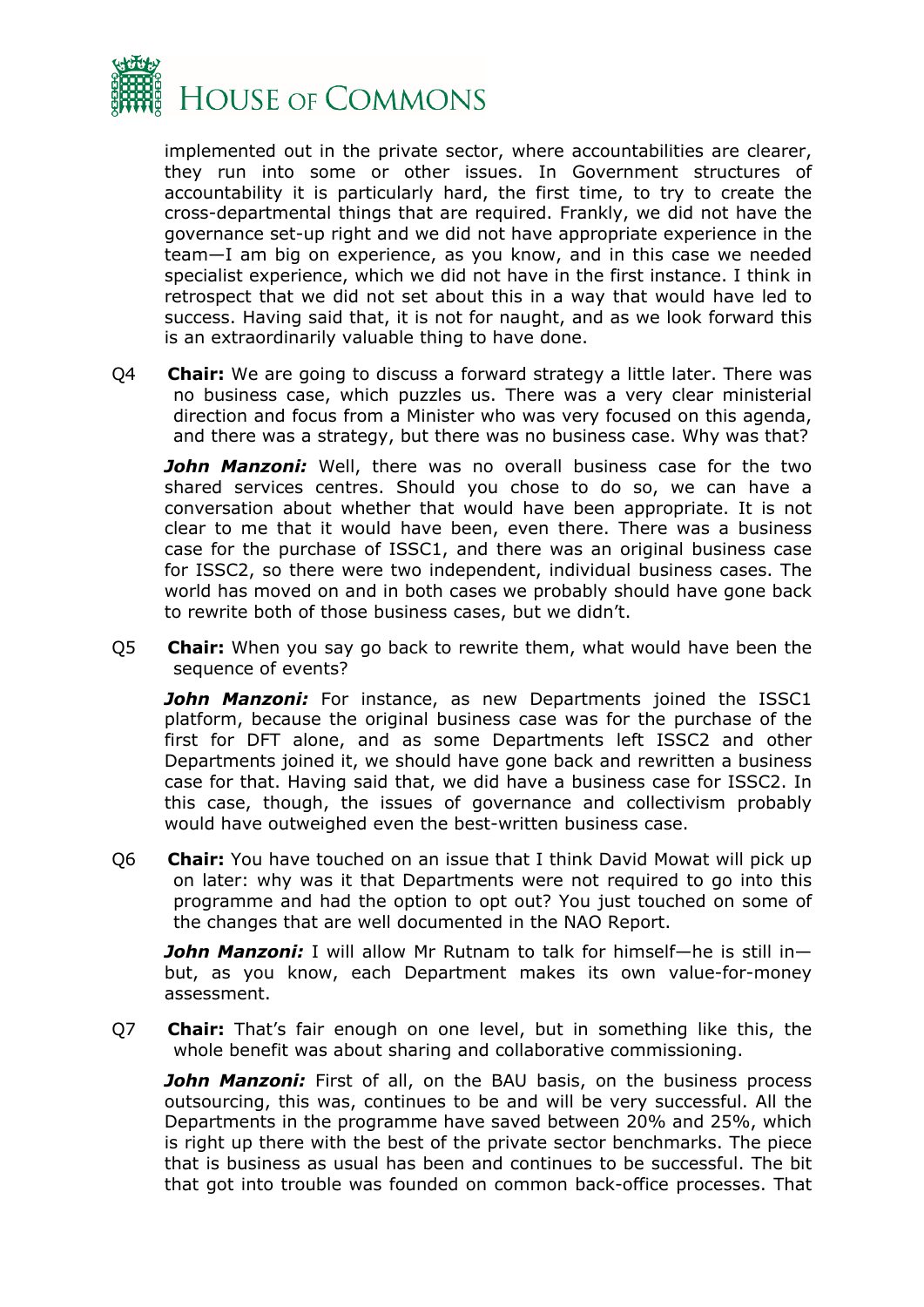implemented out in the private sector, where accountabilities are clearer, they run into some or other issues. In Government structures of accountability it is particularly hard, the first time, to try to create the cross-departmental things that are required. Frankly, we did not have the governance set-up right and we did not have appropriate experience in the team—I am big on experience, as you know, and in this case we needed specialist experience, which we did not have in the first instance. I think in retrospect that we did not set about this in a way that would have led to success. Having said that, it is not for naught, and as we look forward this is an extraordinarily valuable thing to have done.

Q4 **Chair:** We are going to discuss a forward strategy a little later. There was no business case, which puzzles us. There was a very clear ministerial direction and focus from a Minister who was very focused on this agenda, and there was a strategy, but there was no business case. Why was that?

***John Manzoni:*** Well, there was no overall business case for the two shared services centres. Should you chose to do so, we can have a conversation about whether that would have been appropriate. It is not clear to me that it would have been, even there. There was a business case for the purchase of ISSC1, and there was an original business case for ISSC2, so there were two independent, individual business cases. The world has moved on and in both cases we probably should have gone back to rewrite both of those business cases, but we didn't.

Q5 **Chair:** When you say go back to rewrite them, what would have been the sequence of events?

***John Manzoni:*** For instance, as new Departments joined the ISSC1 platform, because the original business case was for the purchase of the first for DFT alone, and as some Departments left ISSC2 and other Departments joined it, we should have gone back and rewritten a business case for that. Having said that, we did have a business case for ISSC2. In this case, though, the issues of governance and collectivism probably would have outweighed even the best-written business case.

Q6 **Chair:** You have touched on an issue that I think David Mowat will pick up on later: why was it that Departments were not required to go into this programme and had the option to opt out? You just touched on some of the changes that are well documented in the NAO Report.

***John Manzoni:*** I will allow Mr Rutnam to talk for himself—he is still in—but, as you know, each Department makes its own value-for-money assessment.

Q7 **Chair:** That's fair enough on one level, but in something like this, the whole benefit was about sharing and collaborative commissioning.

***John Manzoni:*** First of all, on the BAU basis, on the business process outsourcing, this was, continues to be and will be very successful. All the Departments in the programme have saved between 20% and 25%, which is right up there with the best of the private sector benchmarks. The piece that is business as usual has been and continues to be successful. The bit that got into trouble was founded on common back-office processes. That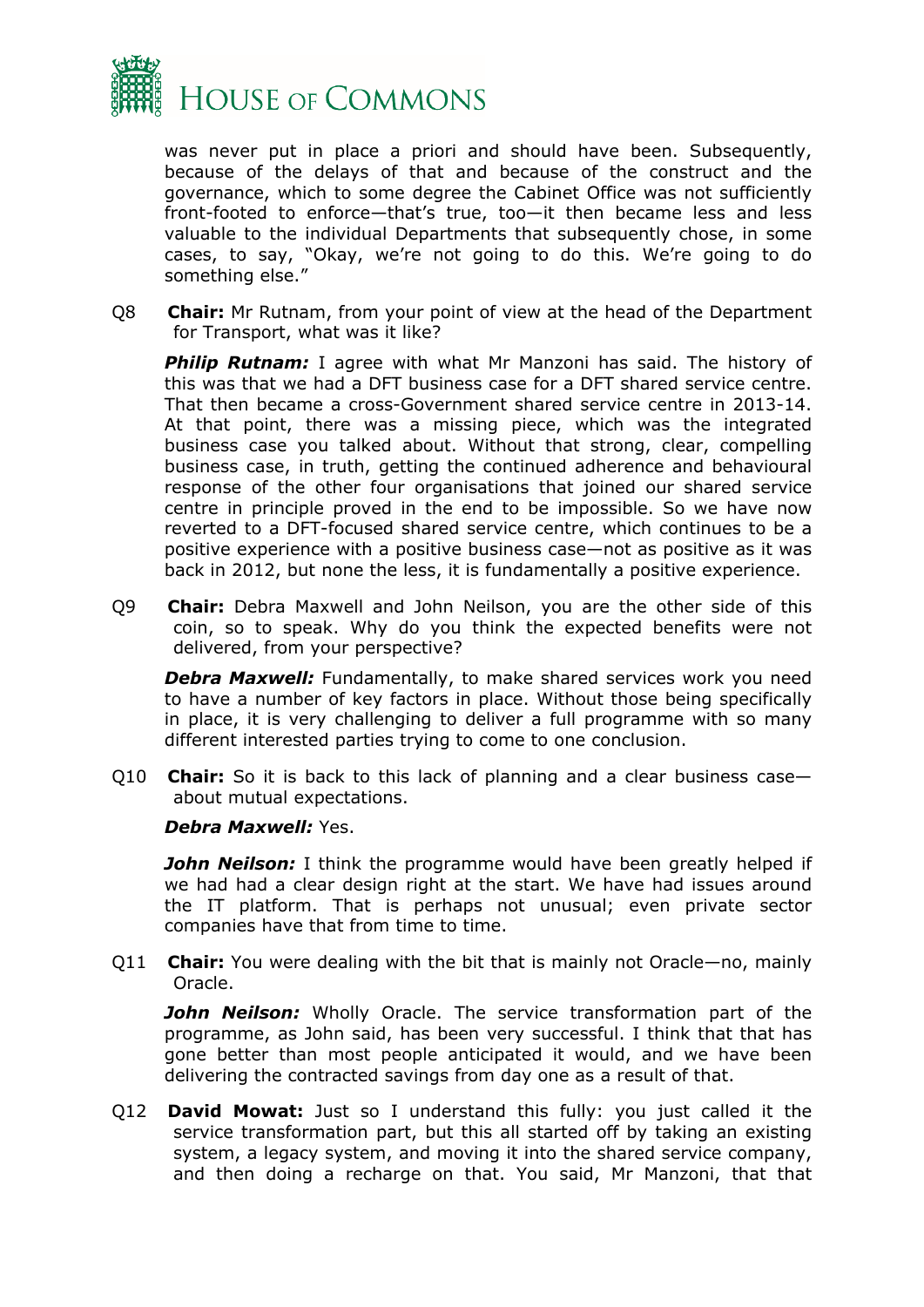was never put in place a priori and should have been. Subsequently, because of the delays of that and because of the construct and the governance, which to some degree the Cabinet Office was not sufficiently front-footed to enforce—that's true, too—it then became less and less valuable to the individual Departments that subsequently chose, in some cases, to say, "Okay, we're not going to do this. We're going to do something else."

Q8 **Chair:** Mr Rutnam, from your point of view at the head of the Department for Transport, what was it like?

***Philip Rutnam:*** I agree with what Mr Manzoni has said. The history of this was that we had a DFT business case for a DFT shared service centre. That then became a cross-Government shared service centre in 2013-14. At that point, there was a missing piece, which was the integrated business case you talked about. Without that strong, clear, compelling business case, in truth, getting the continued adherence and behavioural response of the other four organisations that joined our shared service centre in principle proved in the end to be impossible. So we have now reverted to a DFT-focused shared service centre, which continues to be a positive experience with a positive business case—not as positive as it was back in 2012, but none the less, it is fundamentally a positive experience.

Q9 **Chair:** Debra Maxwell and John Neilson, you are the other side of this coin, so to speak. Why do you think the expected benefits were not delivered, from your perspective?

***Debra Maxwell:*** Fundamentally, to make shared services work you need to have a number of key factors in place. Without those being specifically in place, it is very challenging to deliver a full programme with so many different interested parties trying to come to one conclusion.

Q10 **Chair:** So it is back to this lack of planning and a clear business case—about mutual expectations.

***Debra Maxwell:*** Yes.

***John Neilson:*** I think the programme would have been greatly helped if we had had a clear design right at the start. We have had issues around the IT platform. That is perhaps not unusual; even private sector companies have that from time to time.

Q11 **Chair:** You were dealing with the bit that is mainly not Oracle—no, mainly Oracle.

***John Neilson:*** Wholly Oracle. The service transformation part of the programme, as John said, has been very successful. I think that that has gone better than most people anticipated it would, and we have been delivering the contracted savings from day one as a result of that.

Q12 **David Mowat:** Just so I understand this fully: you just called it the service transformation part, but this all started off by taking an existing system, a legacy system, and moving it into the shared service company, and then doing a recharge on that. You said, Mr Manzoni, that that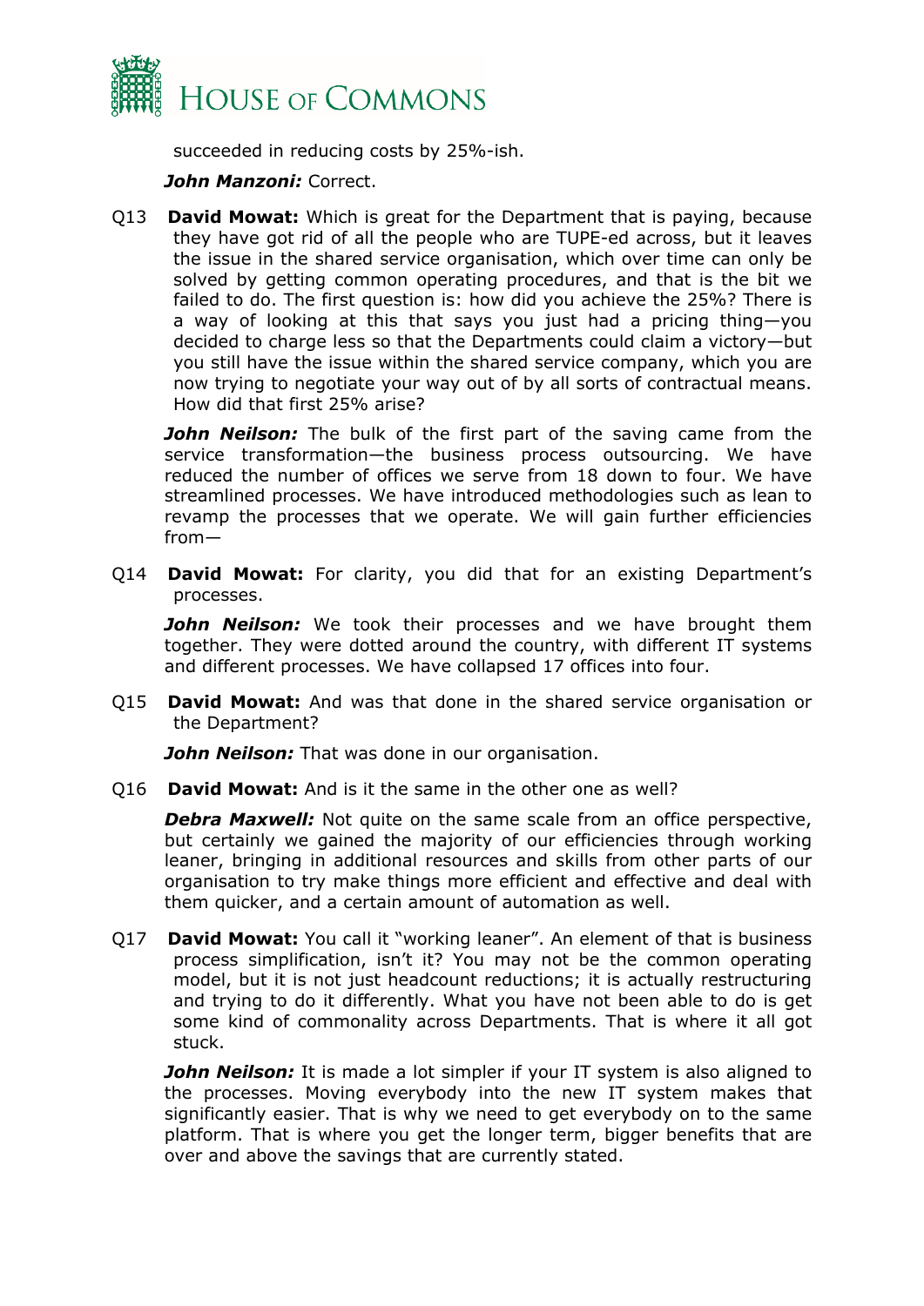succeeded in reducing costs by 25%-ish.

***John Manzoni:*** Correct.

Q13 **David Mowat:** Which is great for the Department that is paying, because they have got rid of all the people who are TUPE-ed across, but it leaves the issue in the shared service organisation, which over time can only be solved by getting common operating procedures, and that is the bit we failed to do. The first question is: how did you achieve the 25%? There is a way of looking at this that says you just had a pricing thing—you decided to charge less so that the Departments could claim a victory—but you still have the issue within the shared service company, which you are now trying to negotiate your way out of by all sorts of contractual means. How did that first 25% arise?

***John Neilson:*** The bulk of the first part of the saving came from the service transformation—the business process outsourcing. We have reduced the number of offices we serve from 18 down to four. We have streamlined processes. We have introduced methodologies such as lean to revamp the processes that we operate. We will gain further efficiencies from—

Q14 **David Mowat:** For clarity, you did that for an existing Department's processes.

***John Neilson:*** We took their processes and we have brought them together. They were dotted around the country, with different IT systems and different processes. We have collapsed 17 offices into four.

Q15 **David Mowat:** And was that done in the shared service organisation or the Department?

***John Neilson:*** That was done in our organisation.

Q16 **David Mowat:** And is it the same in the other one as well?

***Debra Maxwell:*** Not quite on the same scale from an office perspective, but certainly we gained the majority of our efficiencies through working leaner, bringing in additional resources and skills from other parts of our organisation to try make things more efficient and effective and deal with them quicker, and a certain amount of automation as well.

Q17 **David Mowat:** You call it "working leaner". An element of that is business process simplification, isn't it? You may not be the common operating model, but it is not just headcount reductions; it is actually restructuring and trying to do it differently. What you have not been able to do is get some kind of commonality across Departments. That is where it all got stuck.

***John Neilson:*** It is made a lot simpler if your IT system is also aligned to the processes. Moving everybody into the new IT system makes that significantly easier. That is why we need to get everybody on to the same platform. That is where you get the longer term, bigger benefits that are over and above the savings that are currently stated.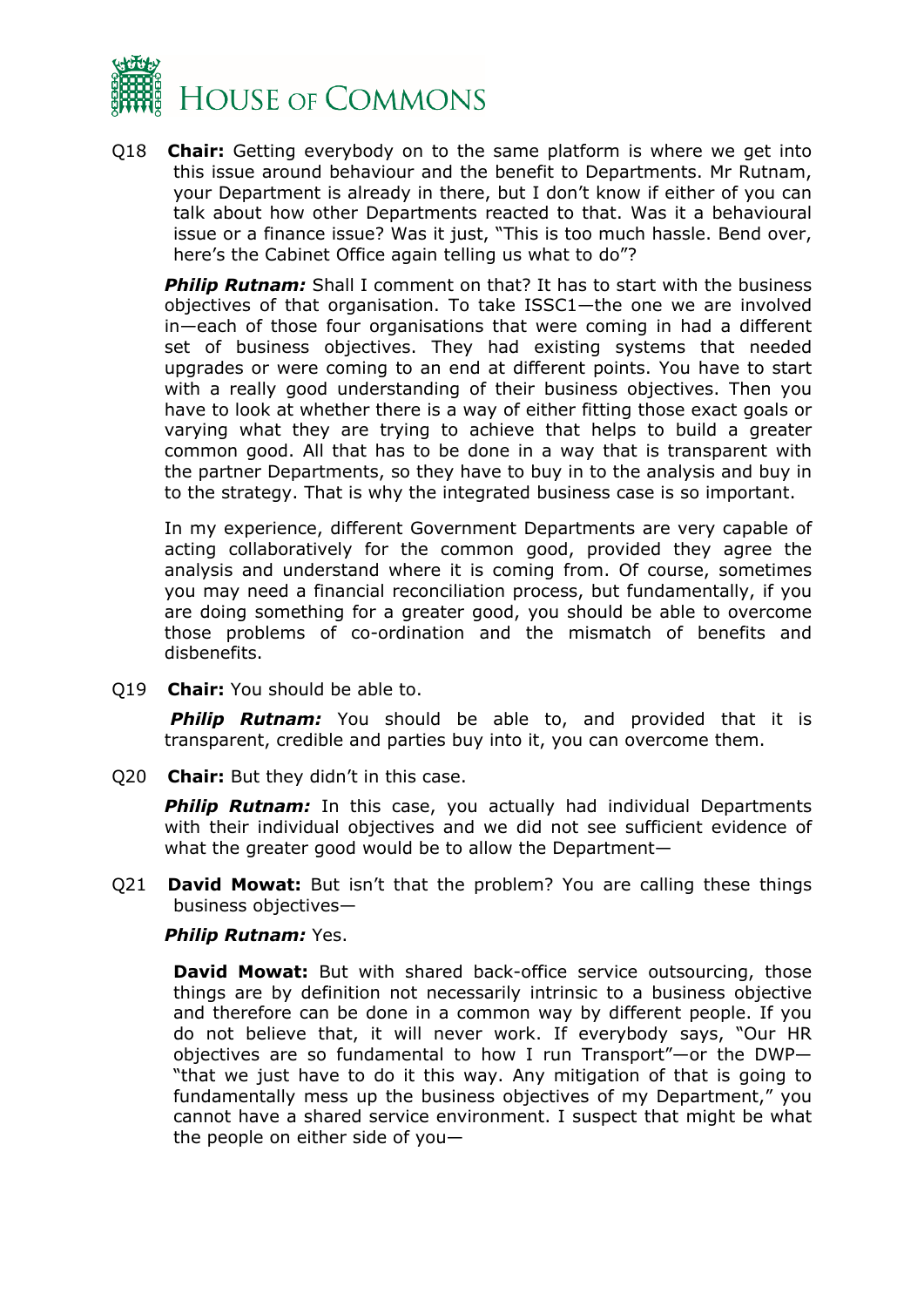Q18 **Chair:** Getting everybody on to the same platform is where we get into this issue around behaviour and the benefit to Departments. Mr Rutnam, your Department is already in there, but I don't know if either of you can talk about how other Departments reacted to that. Was it a behavioural issue or a finance issue? Was it just, "This is too much hassle. Bend over, here's the Cabinet Office again telling us what to do"?

***Philip Rutnam:*** Shall I comment on that? It has to start with the business objectives of that organisation. To take ISSC1—the one we are involved in—each of those four organisations that were coming in had a different set of business objectives. They had existing systems that needed upgrades or were coming to an end at different points. You have to start with a really good understanding of their business objectives. Then you have to look at whether there is a way of either fitting those exact goals or varying what they are trying to achieve that helps to build a greater common good. All that has to be done in a way that is transparent with the partner Departments, so they have to buy in to the analysis and buy in to the strategy. That is why the integrated business case is so important.

In my experience, different Government Departments are very capable of acting collaboratively for the common good, provided they agree the analysis and understand where it is coming from. Of course, sometimes you may need a financial reconciliation process, but fundamentally, if you are doing something for a greater good, you should be able to overcome those problems of co-ordination and the mismatch of benefits and disbenefits.

Q19 **Chair:** You should be able to.

***Philip Rutnam:*** You should be able to, and provided that it is transparent, credible and parties buy into it, you can overcome them.

Q20 **Chair:** But they didn't in this case.

***Philip Rutnam:*** In this case, you actually had individual Departments with their individual objectives and we did not see sufficient evidence of what the greater good would be to allow the Department—

Q21 **David Mowat:** But isn't that the problem? You are calling these things business objectives—

***Philip Rutnam:*** Yes.

**David Mowat:** But with shared back-office service outsourcing, those things are by definition not necessarily intrinsic to a business objective and therefore can be done in a common way by different people. If you do not believe that, it will never work. If everybody says, "Our HR objectives are so fundamental to how I run Transport"—or the DWP—"that we just have to do it this way. Any mitigation of that is going to fundamentally mess up the business objectives of my Department," you cannot have a shared service environment. I suspect that might be what the people on either side of you—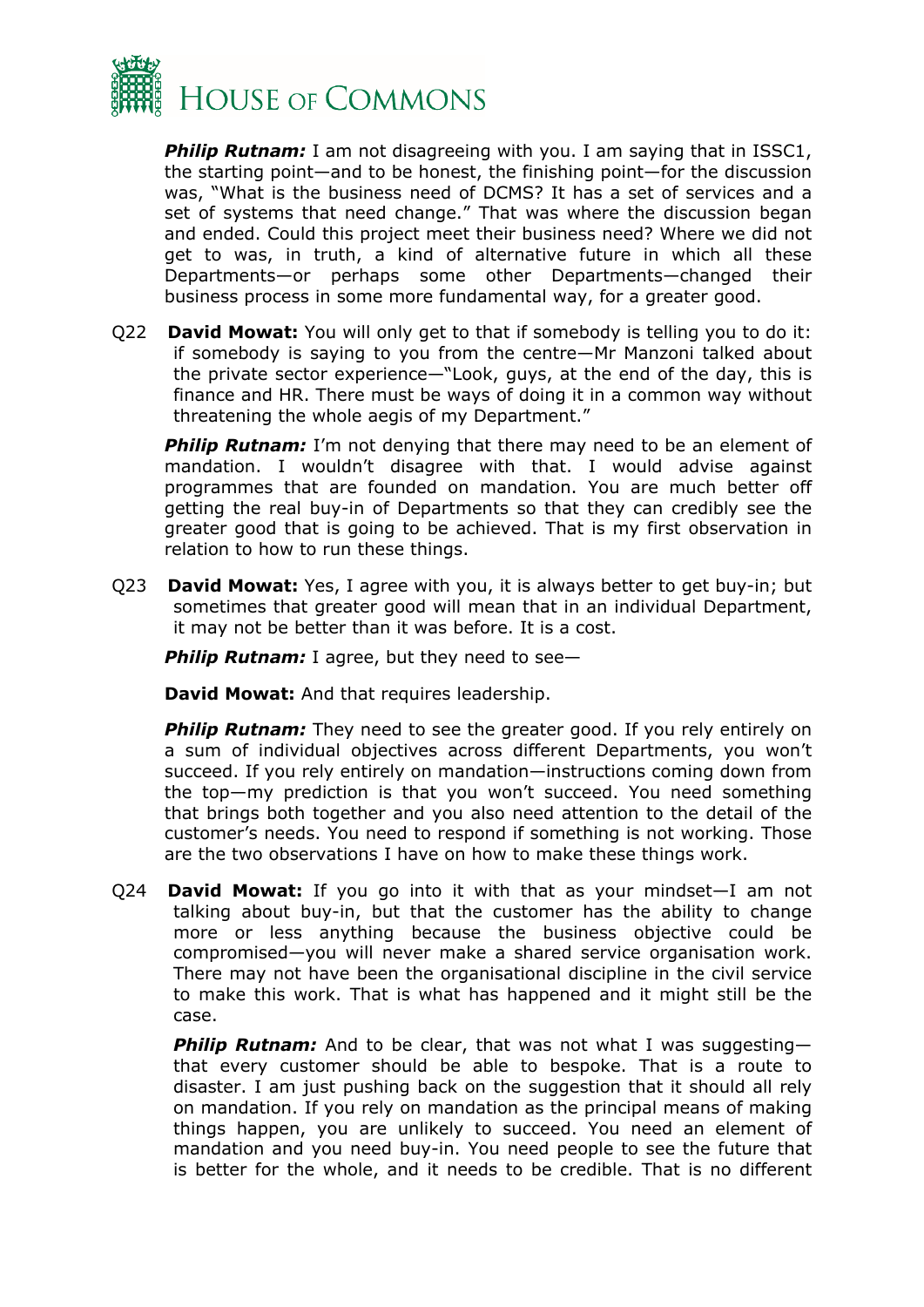***Philip Rutnam:*** I am not disagreeing with you. I am saying that in ISSC1, the starting point—and to be honest, the finishing point—for the discussion was, "What is the business need of DCMS? It has a set of services and a set of systems that need change." That was where the discussion began and ended. Could this project meet their business need? Where we did not get to was, in truth, a kind of alternative future in which all these Departments—or perhaps some other Departments—changed their business process in some more fundamental way, for a greater good.

Q22 **David Mowat:** You will only get to that if somebody is telling you to do it: if somebody is saying to you from the centre—Mr Manzoni talked about the private sector experience—"Look, guys, at the end of the day, this is finance and HR. There must be ways of doing it in a common way without threatening the whole aegis of my Department."

***Philip Rutnam:*** I'm not denying that there may need to be an element of mandation. I wouldn't disagree with that. I would advise against programmes that are founded on mandation. You are much better off getting the real buy-in of Departments so that they can credibly see the greater good that is going to be achieved. That is my first observation in relation to how to run these things.

Q23 **David Mowat:** Yes, I agree with you, it is always better to get buy-in; but sometimes that greater good will mean that in an individual Department, it may not be better than it was before. It is a cost.

***Philip Rutnam:*** I agree, but they need to see—

**David Mowat:** And that requires leadership.

***Philip Rutnam:*** They need to see the greater good. If you rely entirely on a sum of individual objectives across different Departments, you won't succeed. If you rely entirely on mandation—instructions coming down from the top—my prediction is that you won't succeed. You need something that brings both together and you also need attention to the detail of the customer's needs. You need to respond if something is not working. Those are the two observations I have on how to make these things work.

Q24 **David Mowat:** If you go into it with that as your mindset—I am not talking about buy-in, but that the customer has the ability to change more or less anything because the business objective could be compromised—you will never make a shared service organisation work. There may not have been the organisational discipline in the civil service to make this work. That is what has happened and it might still be the case.

***Philip Rutnam:*** And to be clear, that was not what I was suggesting—that every customer should be able to bespoke. That is a route to disaster. I am just pushing back on the suggestion that it should all rely on mandation. If you rely on mandation as the principal means of making things happen, you are unlikely to succeed. You need an element of mandation and you need buy-in. You need people to see the future that is better for the whole, and it needs to be credible. That is no different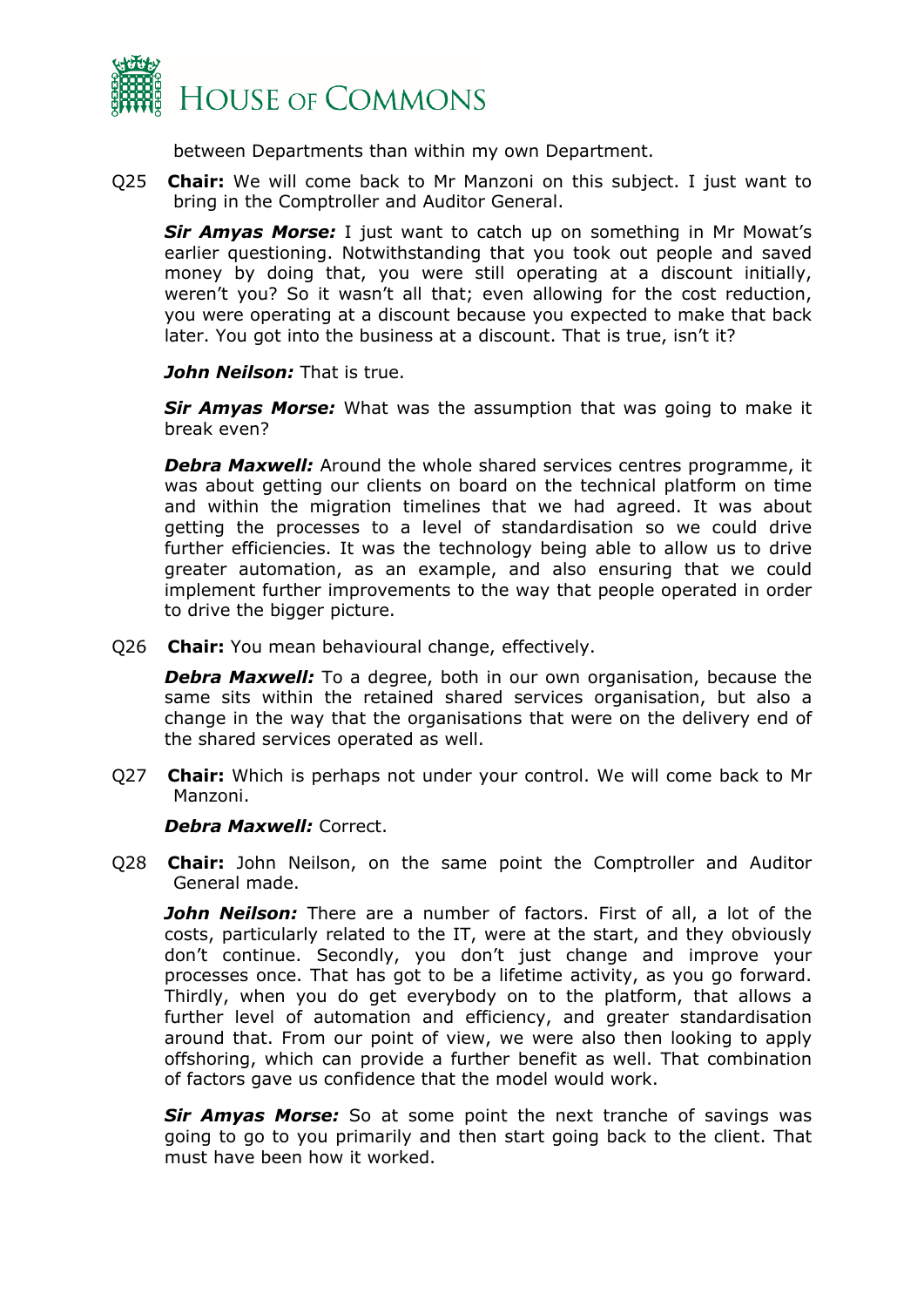between Departments than within my own Department.

Q25 **Chair:** We will come back to Mr Manzoni on this subject. I just want to bring in the Comptroller and Auditor General.

***Sir Amyas Morse:*** I just want to catch up on something in Mr Mowat's earlier questioning. Notwithstanding that you took out people and saved money by doing that, you were still operating at a discount initially, weren't you? So it wasn't all that; even allowing for the cost reduction, you were operating at a discount because you expected to make that back later. You got into the business at a discount. That is true, isn't it?

***John Neilson:*** That is true.

***Sir Amyas Morse:*** What was the assumption that was going to make it break even?

***Debra Maxwell:*** Around the whole shared services centres programme, it was about getting our clients on board on the technical platform on time and within the migration timelines that we had agreed. It was about getting the processes to a level of standardisation so we could drive further efficiencies. It was the technology being able to allow us to drive greater automation, as an example, and also ensuring that we could implement further improvements to the way that people operated in order to drive the bigger picture.

Q26 **Chair:** You mean behavioural change, effectively.

***Debra Maxwell:*** To a degree, both in our own organisation, because the same sits within the retained shared services organisation, but also a change in the way that the organisations that were on the delivery end of the shared services operated as well.

Q27 **Chair:** Which is perhaps not under your control. We will come back to Mr Manzoni.

***Debra Maxwell:*** Correct.

Q28 **Chair:** John Neilson, on the same point the Comptroller and Auditor General made.

***John Neilson:*** There are a number of factors. First of all, a lot of the costs, particularly related to the IT, were at the start, and they obviously don't continue. Secondly, you don't just change and improve your processes once. That has got to be a lifetime activity, as you go forward. Thirdly, when you do get everybody on to the platform, that allows a further level of automation and efficiency, and greater standardisation around that. From our point of view, we were also then looking to apply offshoring, which can provide a further benefit as well. That combination of factors gave us confidence that the model would work.

***Sir Amyas Morse:*** So at some point the next tranche of savings was going to go to you primarily and then start going back to the client. That must have been how it worked.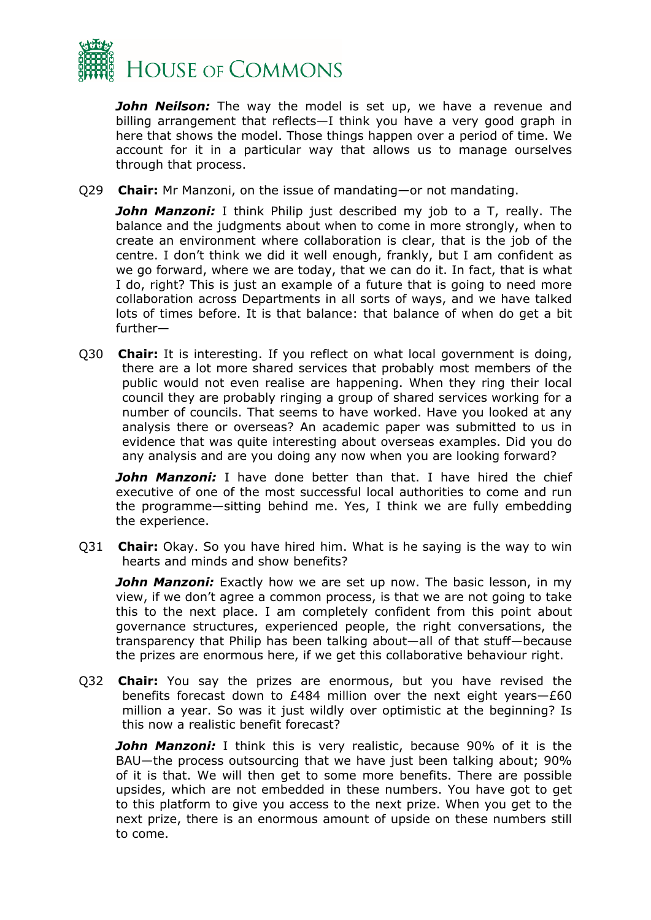***John Neilson:*** The way the model is set up, we have a revenue and billing arrangement that reflects—I think you have a very good graph in here that shows the model. Those things happen over a period of time. We account for it in a particular way that allows us to manage ourselves through that process.

Q29 **Chair:** Mr Manzoni, on the issue of mandating—or not mandating.

***John Manzoni:*** I think Philip just described my job to a T, really. The balance and the judgments about when to come in more strongly, when to create an environment where collaboration is clear, that is the job of the centre. I don't think we did it well enough, frankly, but I am confident as we go forward, where we are today, that we can do it. In fact, that is what I do, right? This is just an example of a future that is going to need more collaboration across Departments in all sorts of ways, and we have talked lots of times before. It is that balance: that balance of when do get a bit further—

Q30 **Chair:** It is interesting. If you reflect on what local government is doing, there are a lot more shared services that probably most members of the public would not even realise are happening. When they ring their local council they are probably ringing a group of shared services working for a number of councils. That seems to have worked. Have you looked at any analysis there or overseas? An academic paper was submitted to us in evidence that was quite interesting about overseas examples. Did you do any analysis and are you doing any now when you are looking forward?

***John Manzoni:*** I have done better than that. I have hired the chief executive of one of the most successful local authorities to come and run the programme—sitting behind me. Yes, I think we are fully embedding the experience.

Q31 **Chair:** Okay. So you have hired him. What is he saying is the way to win hearts and minds and show benefits?

***John Manzoni:*** Exactly how we are set up now. The basic lesson, in my view, if we don't agree a common process, is that we are not going to take this to the next place. I am completely confident from this point about governance structures, experienced people, the right conversations, the transparency that Philip has been talking about—all of that stuff—because the prizes are enormous here, if we get this collaborative behaviour right.

Q32 **Chair:** You say the prizes are enormous, but you have revised the benefits forecast down to £484 million over the next eight years—£60 million a year. So was it just wildly over optimistic at the beginning? Is this now a realistic benefit forecast?

***John Manzoni:*** I think this is very realistic, because 90% of it is the BAU—the process outsourcing that we have just been talking about; 90% of it is that. We will then get to some more benefits. There are possible upsides, which are not embedded in these numbers. You have got to get to this platform to give you access to the next prize. When you get to the next prize, there is an enormous amount of upside on these numbers still to come.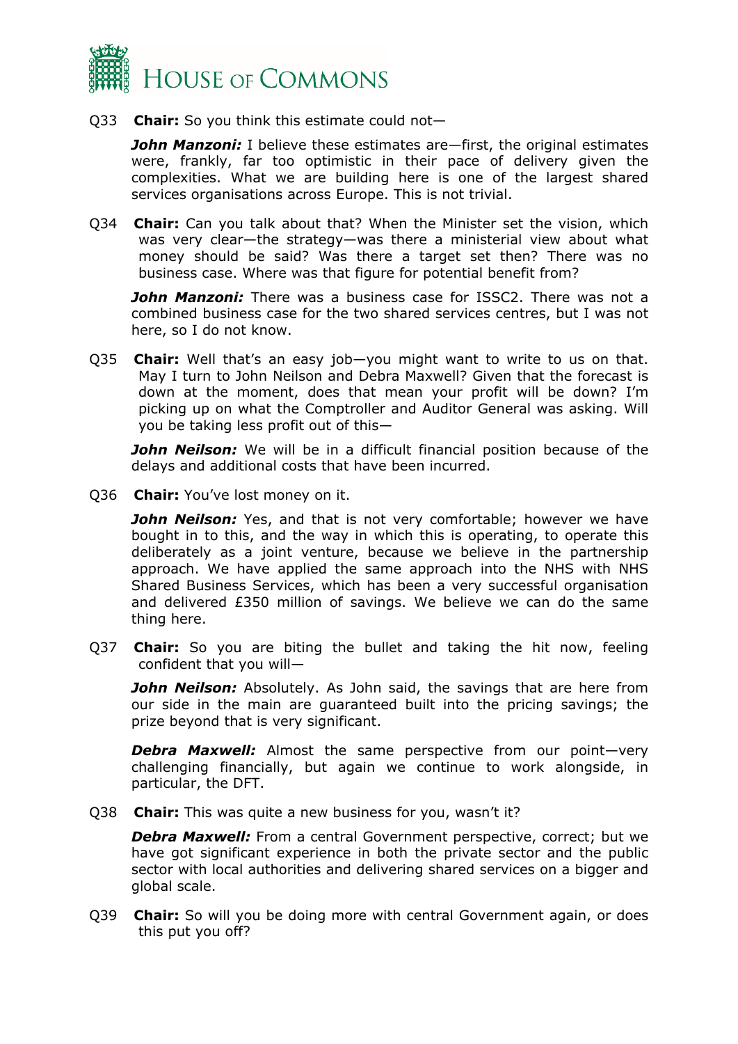Q33 **Chair:** So you think this estimate could not—

***John Manzoni:*** I believe these estimates are—first, the original estimates were, frankly, far too optimistic in their pace of delivery given the complexities. What we are building here is one of the largest shared services organisations across Europe. This is not trivial.

Q34 **Chair:** Can you talk about that? When the Minister set the vision, which was very clear—the strategy—was there a ministerial view about what money should be said? Was there a target set then? There was no business case. Where was that figure for potential benefit from?

***John Manzoni:*** There was a business case for ISSC2. There was not a combined business case for the two shared services centres, but I was not here, so I do not know.

Q35 **Chair:** Well that's an easy job—you might want to write to us on that. May I turn to John Neilson and Debra Maxwell? Given that the forecast is down at the moment, does that mean your profit will be down? I'm picking up on what the Comptroller and Auditor General was asking. Will you be taking less profit out of this—

***John Neilson:*** We will be in a difficult financial position because of the delays and additional costs that have been incurred.

Q36 **Chair:** You've lost money on it.

***John Neilson:*** Yes, and that is not very comfortable; however we have bought in to this, and the way in which this is operating, to operate this deliberately as a joint venture, because we believe in the partnership approach. We have applied the same approach into the NHS with NHS Shared Business Services, which has been a very successful organisation and delivered £350 million of savings. We believe we can do the same thing here.

Q37 **Chair:** So you are biting the bullet and taking the hit now, feeling confident that you will—

***John Neilson:*** Absolutely. As John said, the savings that are here from our side in the main are guaranteed built into the pricing savings; the prize beyond that is very significant.

***Debra Maxwell:*** Almost the same perspective from our point—very challenging financially, but again we continue to work alongside, in particular, the DFT.

Q38 **Chair:** This was quite a new business for you, wasn't it?

***Debra Maxwell:*** From a central Government perspective, correct; but we have got significant experience in both the private sector and the public sector with local authorities and delivering shared services on a bigger and global scale.

Q39 **Chair:** So will you be doing more with central Government again, or does this put you off?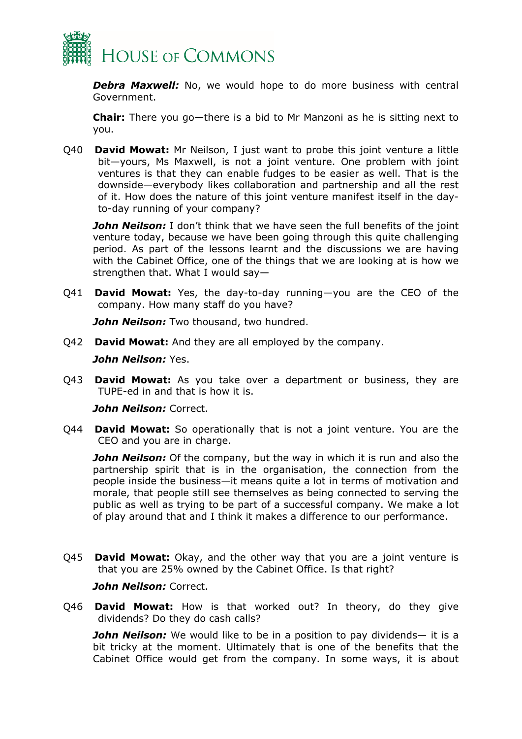***Debra Maxwell:*** No, we would hope to do more business with central Government.

**Chair:** There you go—there is a bid to Mr Manzoni as he is sitting next to you.

Q40 **David Mowat:** Mr Neilson, I just want to probe this joint venture a little bit—yours, Ms Maxwell, is not a joint venture. One problem with joint ventures is that they can enable fudges to be easier as well. That is the downside—everybody likes collaboration and partnership and all the rest of it. How does the nature of this joint venture manifest itself in the day-to-day running of your company?

***John Neilson:*** I don't think that we have seen the full benefits of the joint venture today, because we have been going through this quite challenging period. As part of the lessons learnt and the discussions we are having with the Cabinet Office, one of the things that we are looking at is how we strengthen that. What I would say—

Q41 **David Mowat:** Yes, the day-to-day running—you are the CEO of the company. How many staff do you have?

***John Neilson:*** Two thousand, two hundred.

Q42 **David Mowat:** And they are all employed by the company.

***John Neilson:*** Yes.

Q43 **David Mowat:** As you take over a department or business, they are TUPE-ed in and that is how it is.

***John Neilson:*** Correct.

Q44 **David Mowat:** So operationally that is not a joint venture. You are the CEO and you are in charge.

***John Neilson:*** Of the company, but the way in which it is run and also the partnership spirit that is in the organisation, the connection from the people inside the business—it means quite a lot in terms of motivation and morale, that people still see themselves as being connected to serving the public as well as trying to be part of a successful company. We make a lot of play around that and I think it makes a difference to our performance.

Q45 **David Mowat:** Okay, and the other way that you are a joint venture is that you are 25% owned by the Cabinet Office. Is that right?

***John Neilson:*** Correct.

Q46 **David Mowat:** How is that worked out? In theory, do they give dividends? Do they do cash calls?

***John Neilson:*** We would like to be in a position to pay dividends— it is a bit tricky at the moment. Ultimately that is one of the benefits that the Cabinet Office would get from the company. In some ways, it is about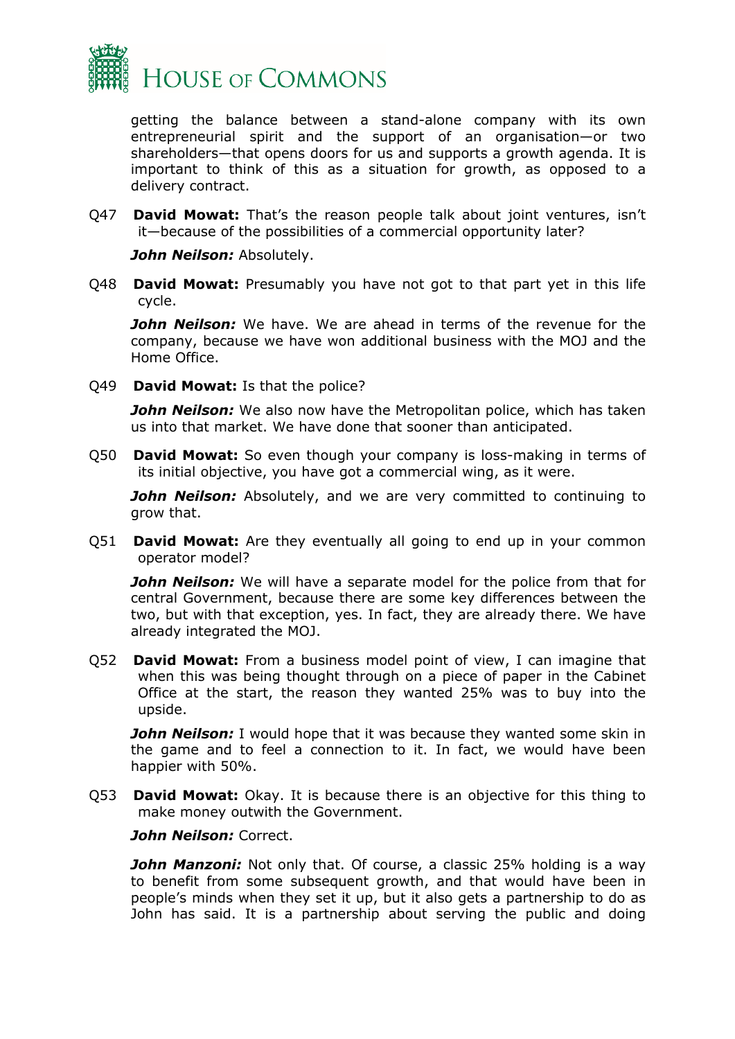getting the balance between a stand-alone company with its own entrepreneurial spirit and the support of an organisation—or two shareholders—that opens doors for us and supports a growth agenda. It is important to think of this as a situation for growth, as opposed to a delivery contract.

Q47 **David Mowat:** That's the reason people talk about joint ventures, isn't it—because of the possibilities of a commercial opportunity later?

***John Neilson:*** Absolutely.

Q48 **David Mowat:** Presumably you have not got to that part yet in this life cycle.

***John Neilson:*** We have. We are ahead in terms of the revenue for the company, because we have won additional business with the MOJ and the Home Office.

Q49 **David Mowat:** Is that the police?

***John Neilson:*** We also now have the Metropolitan police, which has taken us into that market. We have done that sooner than anticipated.

Q50 **David Mowat:** So even though your company is loss-making in terms of its initial objective, you have got a commercial wing, as it were.

***John Neilson:*** Absolutely, and we are very committed to continuing to grow that.

Q51 **David Mowat:** Are they eventually all going to end up in your common operator model?

***John Neilson:*** We will have a separate model for the police from that for central Government, because there are some key differences between the two, but with that exception, yes. In fact, they are already there. We have already integrated the MOJ.

Q52 **David Mowat:** From a business model point of view, I can imagine that when this was being thought through on a piece of paper in the Cabinet Office at the start, the reason they wanted 25% was to buy into the upside.

***John Neilson:*** I would hope that it was because they wanted some skin in the game and to feel a connection to it. In fact, we would have been happier with 50%.

Q53 **David Mowat:** Okay. It is because there is an objective for this thing to make money outwith the Government.

***John Neilson:*** Correct.

***John Manzoni:*** Not only that. Of course, a classic 25% holding is a way to benefit from some subsequent growth, and that would have been in people's minds when they set it up, but it also gets a partnership to do as John has said. It is a partnership about serving the public and doing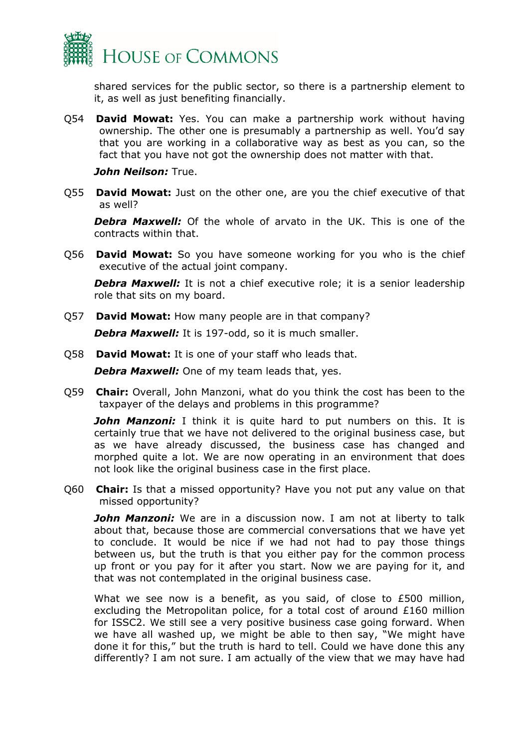shared services for the public sector, so there is a partnership element to it, as well as just benefiting financially.

Q54 **David Mowat:** Yes. You can make a partnership work without having ownership. The other one is presumably a partnership as well. You'd say that you are working in a collaborative way as best as you can, so the fact that you have not got the ownership does not matter with that.

***John Neilson:*** True.

Q55 **David Mowat:** Just on the other one, are you the chief executive of that as well?

***Debra Maxwell:*** Of the whole of arvato in the UK. This is one of the contracts within that.

Q56 **David Mowat:** So you have someone working for you who is the chief executive of the actual joint company.

***Debra Maxwell:*** It is not a chief executive role; it is a senior leadership role that sits on my board.

Q57 **David Mowat:** How many people are in that company?

***Debra Maxwell:*** It is 197-odd, so it is much smaller.

Q58 **David Mowat:** It is one of your staff who leads that.

***Debra Maxwell:*** One of my team leads that, yes.

Q59 **Chair:** Overall, John Manzoni, what do you think the cost has been to the taxpayer of the delays and problems in this programme?

***John Manzoni:*** I think it is quite hard to put numbers on this. It is certainly true that we have not delivered to the original business case, but as we have already discussed, the business case has changed and morphed quite a lot. We are now operating in an environment that does not look like the original business case in the first place.

Q60 **Chair:** Is that a missed opportunity? Have you not put any value on that missed opportunity?

***John Manzoni:*** We are in a discussion now. I am not at liberty to talk about that, because those are commercial conversations that we have yet to conclude. It would be nice if we had not had to pay those things between us, but the truth is that you either pay for the common process up front or you pay for it after you start. Now we are paying for it, and that was not contemplated in the original business case.

What we see now is a benefit, as you said, of close to £500 million, excluding the Metropolitan police, for a total cost of around £160 million for ISSC2. We still see a very positive business case going forward. When we have all washed up, we might be able to then say, "We might have done it for this," but the truth is hard to tell. Could we have done this any differently? I am not sure. I am actually of the view that we may have had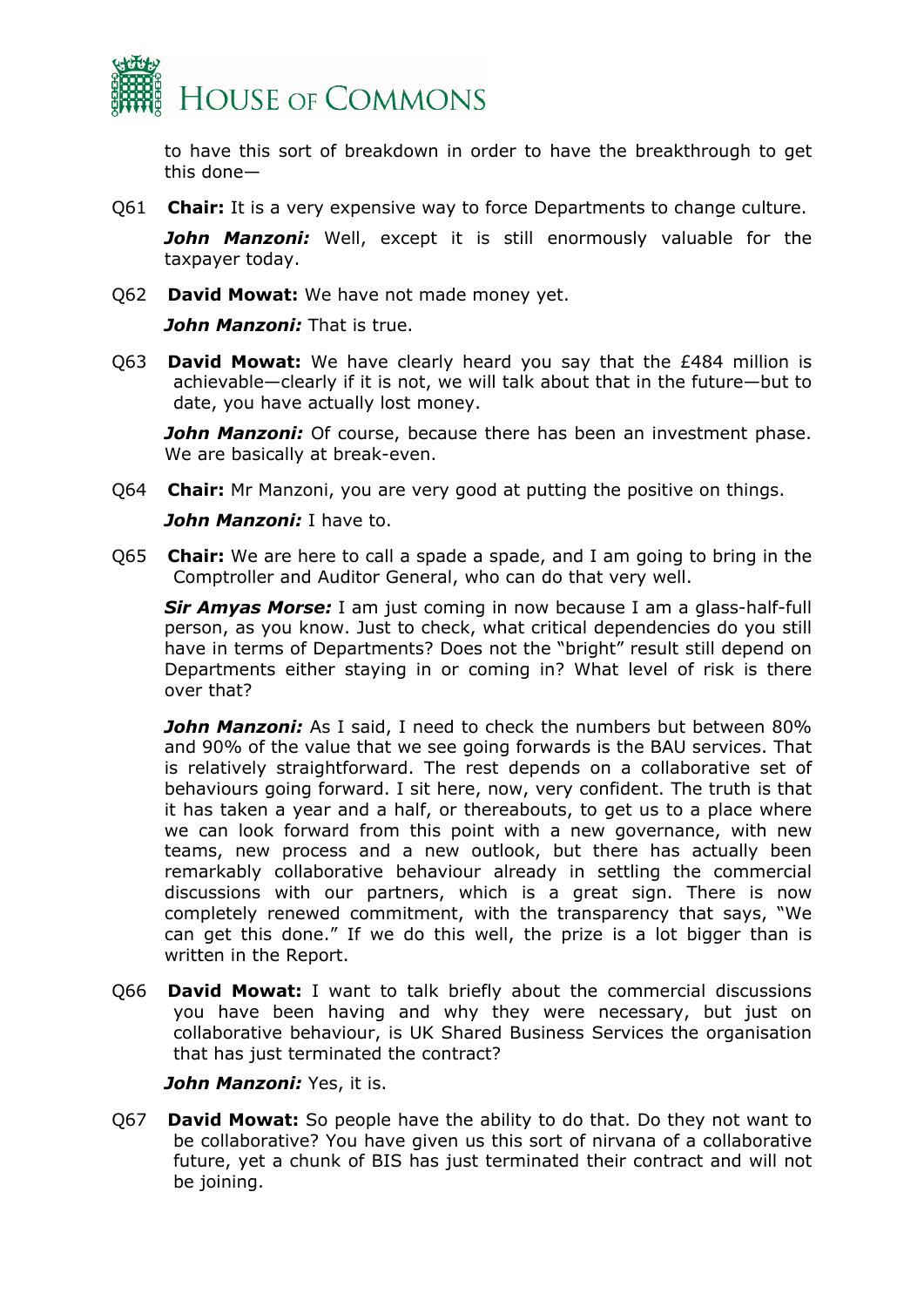to have this sort of breakdown in order to have the breakthrough to get this done—

Q61 **Chair:** It is a very expensive way to force Departments to change culture.

***John Manzoni:*** Well, except it is still enormously valuable for the taxpayer today.

Q62 **David Mowat:** We have not made money yet.

***John Manzoni:*** That is true.

Q63 **David Mowat:** We have clearly heard you say that the £484 million is achievable—clearly if it is not, we will talk about that in the future—but to date, you have actually lost money.

***John Manzoni:*** Of course, because there has been an investment phase. We are basically at break-even.

Q64 **Chair:** Mr Manzoni, you are very good at putting the positive on things.

***John Manzoni:*** I have to.

Q65 **Chair:** We are here to call a spade a spade, and I am going to bring in the Comptroller and Auditor General, who can do that very well.

***Sir Amyas Morse:*** I am just coming in now because I am a glass-half-full person, as you know. Just to check, what critical dependencies do you still have in terms of Departments? Does not the "bright" result still depend on Departments either staying in or coming in? What level of risk is there over that?

***John Manzoni:*** As I said, I need to check the numbers but between 80% and 90% of the value that we see going forwards is the BAU services. That is relatively straightforward. The rest depends on a collaborative set of behaviours going forward. I sit here, now, very confident. The truth is that it has taken a year and a half, or thereabouts, to get us to a place where we can look forward from this point with a new governance, with new teams, new process and a new outlook, but there has actually been remarkably collaborative behaviour already in settling the commercial discussions with our partners, which is a great sign. There is now completely renewed commitment, with the transparency that says, "We can get this done." If we do this well, the prize is a lot bigger than is written in the Report.

Q66 **David Mowat:** I want to talk briefly about the commercial discussions you have been having and why they were necessary, but just on collaborative behaviour, is UK Shared Business Services the organisation that has just terminated the contract?

***John Manzoni:*** Yes, it is.

Q67 **David Mowat:** So people have the ability to do that. Do they not want to be collaborative? You have given us this sort of nirvana of a collaborative future, yet a chunk of BIS has just terminated their contract and will not be joining.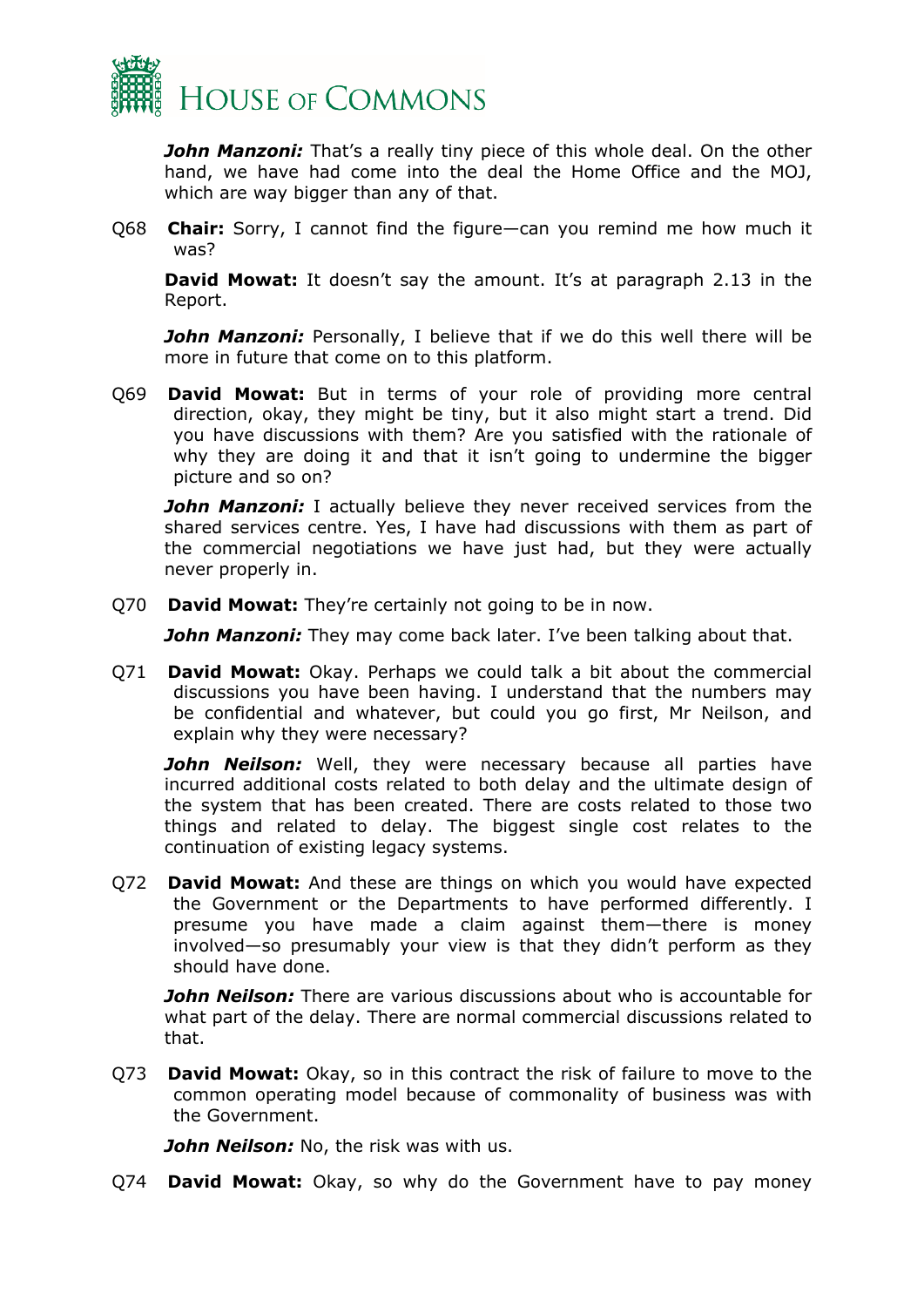***John Manzoni:*** That's a really tiny piece of this whole deal. On the other hand, we have had come into the deal the Home Office and the MOJ, which are way bigger than any of that.

Q68 **Chair:** Sorry, I cannot find the figure—can you remind me how much it was?

**David Mowat:** It doesn't say the amount. It's at paragraph 2.13 in the Report.

***John Manzoni:*** Personally, I believe that if we do this well there will be more in future that come on to this platform.

Q69 **David Mowat:** But in terms of your role of providing more central direction, okay, they might be tiny, but it also might start a trend. Did you have discussions with them? Are you satisfied with the rationale of why they are doing it and that it isn't going to undermine the bigger picture and so on?

***John Manzoni:*** I actually believe they never received services from the shared services centre. Yes, I have had discussions with them as part of the commercial negotiations we have just had, but they were actually never properly in.

Q70 **David Mowat:** They're certainly not going to be in now.

***John Manzoni:*** They may come back later. I've been talking about that.

Q71 **David Mowat:** Okay. Perhaps we could talk a bit about the commercial discussions you have been having. I understand that the numbers may be confidential and whatever, but could you go first, Mr Neilson, and explain why they were necessary?

***John Neilson:*** Well, they were necessary because all parties have incurred additional costs related to both delay and the ultimate design of the system that has been created. There are costs related to those two things and related to delay. The biggest single cost relates to the continuation of existing legacy systems.

Q72 **David Mowat:** And these are things on which you would have expected the Government or the Departments to have performed differently. I presume you have made a claim against them—there is money involved—so presumably your view is that they didn't perform as they should have done.

***John Neilson:*** There are various discussions about who is accountable for what part of the delay. There are normal commercial discussions related to that.

Q73 **David Mowat:** Okay, so in this contract the risk of failure to move to the common operating model because of commonality of business was with the Government.

***John Neilson:*** No, the risk was with us.

Q74 **David Mowat:** Okay, so why do the Government have to pay money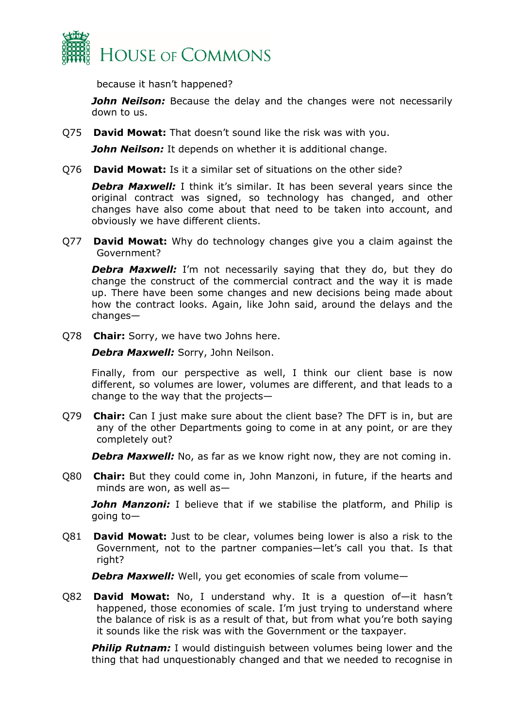because it hasn't happened?

***John Neilson:*** Because the delay and the changes were not necessarily down to us.

Q75 **David Mowat:** That doesn't sound like the risk was with you.

***John Neilson:*** It depends on whether it is additional change.

Q76 **David Mowat:** Is it a similar set of situations on the other side?

***Debra Maxwell:*** I think it's similar. It has been several years since the original contract was signed, so technology has changed, and other changes have also come about that need to be taken into account, and obviously we have different clients.

Q77 **David Mowat:** Why do technology changes give you a claim against the Government?

***Debra Maxwell:*** I'm not necessarily saying that they do, but they do change the construct of the commercial contract and the way it is made up. There have been some changes and new decisions being made about how the contract looks. Again, like John said, around the delays and the changes—

Q78 **Chair:** Sorry, we have two Johns here.

***Debra Maxwell:*** Sorry, John Neilson.

Finally, from our perspective as well, I think our client base is now different, so volumes are lower, volumes are different, and that leads to a change to the way that the projects—

Q79 **Chair:** Can I just make sure about the client base? The DFT is in, but are any of the other Departments going to come in at any point, or are they completely out?

***Debra Maxwell:*** No, as far as we know right now, they are not coming in.

Q80 **Chair:** But they could come in, John Manzoni, in future, if the hearts and minds are won, as well as—

***John Manzoni:*** I believe that if we stabilise the platform, and Philip is going to—

Q81 **David Mowat:** Just to be clear, volumes being lower is also a risk to the Government, not to the partner companies—let's call you that. Is that right?

***Debra Maxwell:*** Well, you get economies of scale from volume—

Q82 **David Mowat:** No, I understand why. It is a question of—it hasn't happened, those economies of scale. I'm just trying to understand where the balance of risk is as a result of that, but from what you're both saying it sounds like the risk was with the Government or the taxpayer.

***Philip Rutnam:*** I would distinguish between volumes being lower and the thing that had unquestionably changed and that we needed to recognise in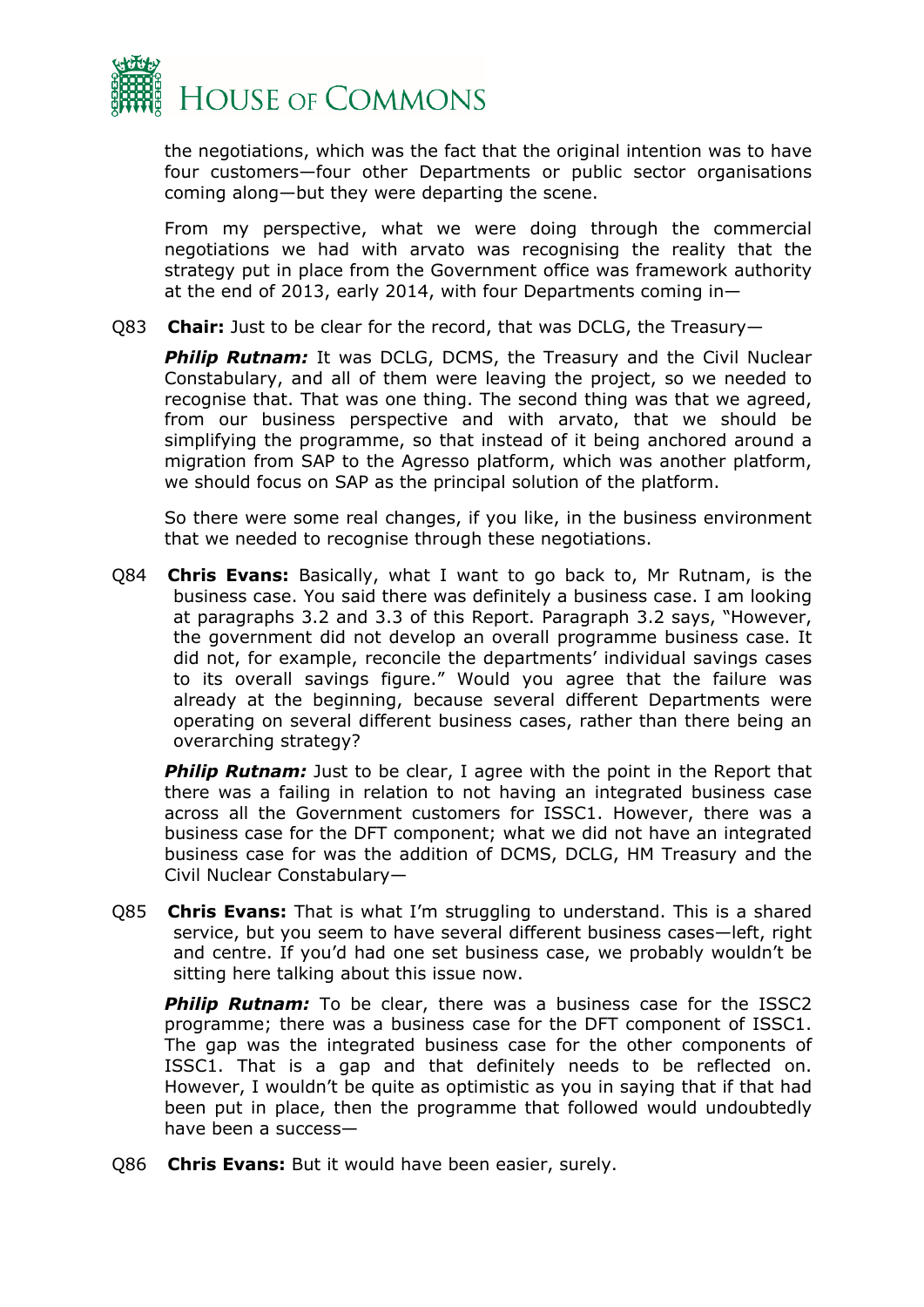the negotiations, which was the fact that the original intention was to have four customers—four other Departments or public sector organisations coming along—but they were departing the scene.

From my perspective, what we were doing through the commercial negotiations we had with arvato was recognising the reality that the strategy put in place from the Government office was framework authority at the end of 2013, early 2014, with four Departments coming in—

Q83 **Chair:** Just to be clear for the record, that was DCLG, the Treasury—

***Philip Rutnam:*** It was DCLG, DCMS, the Treasury and the Civil Nuclear Constabulary, and all of them were leaving the project, so we needed to recognise that. That was one thing. The second thing was that we agreed, from our business perspective and with arvato, that we should be simplifying the programme, so that instead of it being anchored around a migration from SAP to the Agresso platform, which was another platform, we should focus on SAP as the principal solution of the platform.

So there were some real changes, if you like, in the business environment that we needed to recognise through these negotiations.

Q84 **Chris Evans:** Basically, what I want to go back to, Mr Rutnam, is the business case. You said there was definitely a business case. I am looking at paragraphs 3.2 and 3.3 of this Report. Paragraph 3.2 says, "However, the government did not develop an overall programme business case. It did not, for example, reconcile the departments' individual savings cases to its overall savings figure." Would you agree that the failure was already at the beginning, because several different Departments were operating on several different business cases, rather than there being an overarching strategy?

***Philip Rutnam:*** Just to be clear, I agree with the point in the Report that there was a failing in relation to not having an integrated business case across all the Government customers for ISSC1. However, there was a business case for the DFT component; what we did not have an integrated business case for was the addition of DCMS, DCLG, HM Treasury and the Civil Nuclear Constabulary—

Q85 **Chris Evans:** That is what I'm struggling to understand. This is a shared service, but you seem to have several different business cases—left, right and centre. If you'd had one set business case, we probably wouldn't be sitting here talking about this issue now.

***Philip Rutnam:*** To be clear, there was a business case for the ISSC2 programme; there was a business case for the DFT component of ISSC1. The gap was the integrated business case for the other components of ISSC1. That is a gap and that definitely needs to be reflected on. However, I wouldn't be quite as optimistic as you in saying that if that had been put in place, then the programme that followed would undoubtedly have been a success—

Q86 **Chris Evans:** But it would have been easier, surely.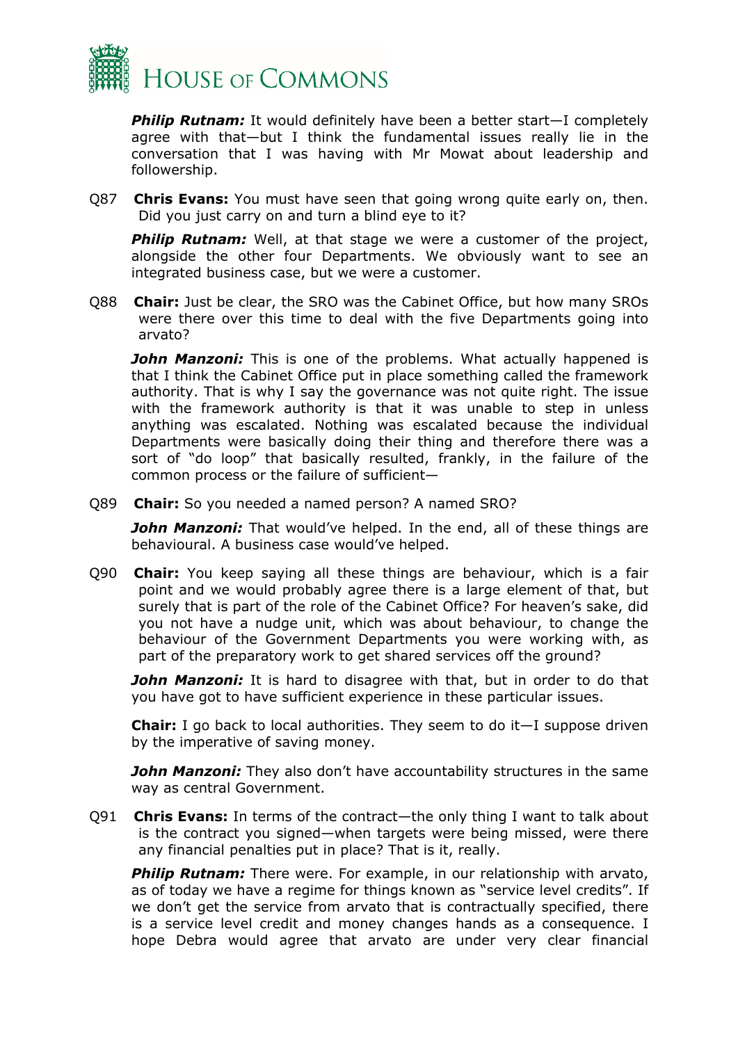***Philip Rutnam:*** It would definitely have been a better start—I completely agree with that—but I think the fundamental issues really lie in the conversation that I was having with Mr Mowat about leadership and followership.

Q87 **Chris Evans:** You must have seen that going wrong quite early on, then. Did you just carry on and turn a blind eye to it?

***Philip Rutnam:*** Well, at that stage we were a customer of the project, alongside the other four Departments. We obviously want to see an integrated business case, but we were a customer.

Q88 **Chair:** Just be clear, the SRO was the Cabinet Office, but how many SROs were there over this time to deal with the five Departments going into arvato?

***John Manzoni:*** This is one of the problems. What actually happened is that I think the Cabinet Office put in place something called the framework authority. That is why I say the governance was not quite right. The issue with the framework authority is that it was unable to step in unless anything was escalated. Nothing was escalated because the individual Departments were basically doing their thing and therefore there was a sort of "do loop" that basically resulted, frankly, in the failure of the common process or the failure of sufficient—

Q89 **Chair:** So you needed a named person? A named SRO?

***John Manzoni:*** That would've helped. In the end, all of these things are behavioural. A business case would've helped.

Q90 **Chair:** You keep saying all these things are behaviour, which is a fair point and we would probably agree there is a large element of that, but surely that is part of the role of the Cabinet Office? For heaven's sake, did you not have a nudge unit, which was about behaviour, to change the behaviour of the Government Departments you were working with, as part of the preparatory work to get shared services off the ground?

***John Manzoni:*** It is hard to disagree with that, but in order to do that you have got to have sufficient experience in these particular issues.

**Chair:** I go back to local authorities. They seem to do it—I suppose driven by the imperative of saving money.

***John Manzoni:*** They also don't have accountability structures in the same way as central Government.

Q91 **Chris Evans:** In terms of the contract—the only thing I want to talk about is the contract you signed—when targets were being missed, were there any financial penalties put in place? That is it, really.

***Philip Rutnam:*** There were. For example, in our relationship with arvato, as of today we have a regime for things known as "service level credits". If we don't get the service from arvato that is contractually specified, there is a service level credit and money changes hands as a consequence. I hope Debra would agree that arvato are under very clear financial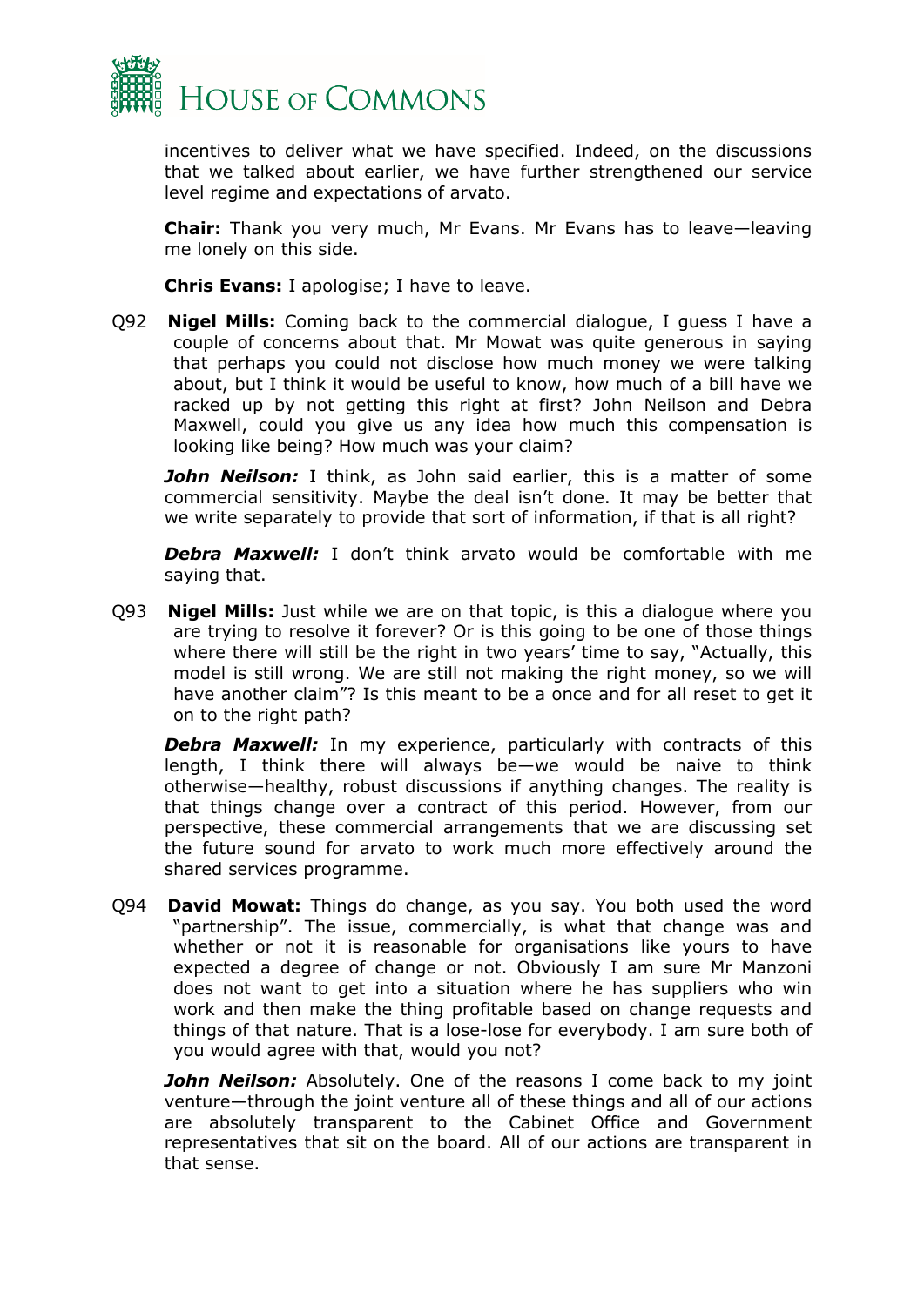incentives to deliver what we have specified. Indeed, on the discussions that we talked about earlier, we have further strengthened our service level regime and expectations of arvato.

**Chair:** Thank you very much, Mr Evans. Mr Evans has to leave—leaving me lonely on this side.

**Chris Evans:** I apologise; I have to leave.

Q92 **Nigel Mills:** Coming back to the commercial dialogue, I guess I have a couple of concerns about that. Mr Mowat was quite generous in saying that perhaps you could not disclose how much money we were talking about, but I think it would be useful to know, how much of a bill have we racked up by not getting this right at first? John Neilson and Debra Maxwell, could you give us any idea how much this compensation is looking like being? How much was your claim?

***John Neilson:*** I think, as John said earlier, this is a matter of some commercial sensitivity. Maybe the deal isn't done. It may be better that we write separately to provide that sort of information, if that is all right?

***Debra Maxwell:*** I don't think arvato would be comfortable with me saying that.

Q93 **Nigel Mills:** Just while we are on that topic, is this a dialogue where you are trying to resolve it forever? Or is this going to be one of those things where there will still be the right in two years' time to say, "Actually, this model is still wrong. We are still not making the right money, so we will have another claim"? Is this meant to be a once and for all reset to get it on to the right path?

***Debra Maxwell:*** In my experience, particularly with contracts of this length, I think there will always be—we would be naive to think otherwise—healthy, robust discussions if anything changes. The reality is that things change over a contract of this period. However, from our perspective, these commercial arrangements that we are discussing set the future sound for arvato to work much more effectively around the shared services programme.

Q94 **David Mowat:** Things do change, as you say. You both used the word "partnership". The issue, commercially, is what that change was and whether or not it is reasonable for organisations like yours to have expected a degree of change or not. Obviously I am sure Mr Manzoni does not want to get into a situation where he has suppliers who win work and then make the thing profitable based on change requests and things of that nature. That is a lose-lose for everybody. I am sure both of you would agree with that, would you not?

***John Neilson:*** Absolutely. One of the reasons I come back to my joint venture—through the joint venture all of these things and all of our actions are absolutely transparent to the Cabinet Office and Government representatives that sit on the board. All of our actions are transparent in that sense.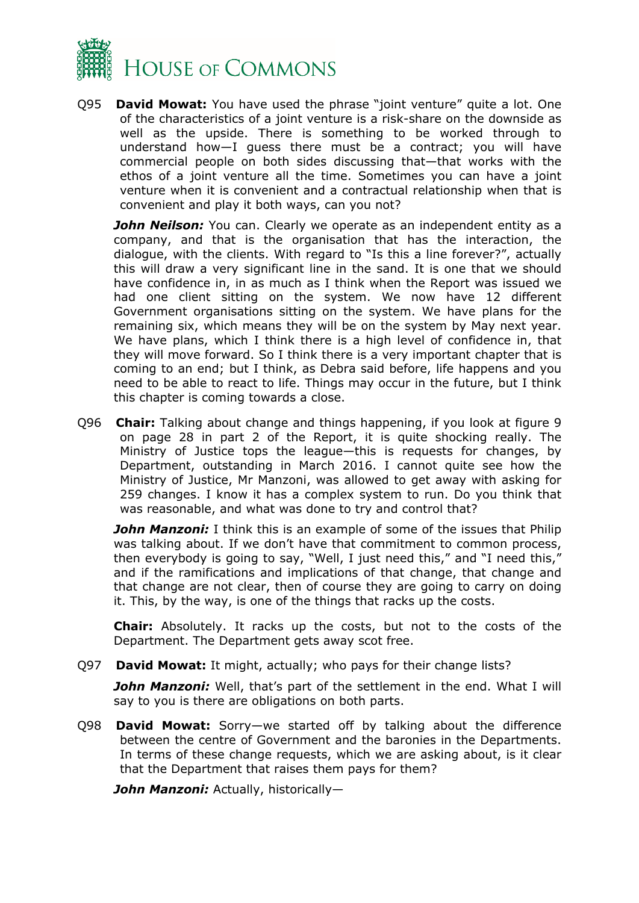Q95 **David Mowat:** You have used the phrase "joint venture" quite a lot. One of the characteristics of a joint venture is a risk-share on the downside as well as the upside. There is something to be worked through to understand how—I guess there must be a contract; you will have commercial people on both sides discussing that—that works with the ethos of a joint venture all the time. Sometimes you can have a joint venture when it is convenient and a contractual relationship when that is convenient and play it both ways, can you not?

***John Neilson:*** You can. Clearly we operate as an independent entity as a company, and that is the organisation that has the interaction, the dialogue, with the clients. With regard to "Is this a line forever?", actually this will draw a very significant line in the sand. It is one that we should have confidence in, in as much as I think when the Report was issued we had one client sitting on the system. We now have 12 different Government organisations sitting on the system. We have plans for the remaining six, which means they will be on the system by May next year. We have plans, which I think there is a high level of confidence in, that they will move forward. So I think there is a very important chapter that is coming to an end; but I think, as Debra said before, life happens and you need to be able to react to life. Things may occur in the future, but I think this chapter is coming towards a close.

Q96 **Chair:** Talking about change and things happening, if you look at figure 9 on page 28 in part 2 of the Report, it is quite shocking really. The Ministry of Justice tops the league—this is requests for changes, by Department, outstanding in March 2016. I cannot quite see how the Ministry of Justice, Mr Manzoni, was allowed to get away with asking for 259 changes. I know it has a complex system to run. Do you think that was reasonable, and what was done to try and control that?

***John Manzoni:*** I think this is an example of some of the issues that Philip was talking about. If we don't have that commitment to common process, then everybody is going to say, "Well, I just need this," and "I need this," and if the ramifications and implications of that change, that change and that change are not clear, then of course they are going to carry on doing it. This, by the way, is one of the things that racks up the costs.

**Chair:** Absolutely. It racks up the costs, but not to the costs of the Department. The Department gets away scot free.

Q97 **David Mowat:** It might, actually; who pays for their change lists?

***John Manzoni:*** Well, that's part of the settlement in the end. What I will say to you is there are obligations on both parts.

Q98 **David Mowat:** Sorry—we started off by talking about the difference between the centre of Government and the baronies in the Departments. In terms of these change requests, which we are asking about, is it clear that the Department that raises them pays for them?

***John Manzoni:*** Actually, historically—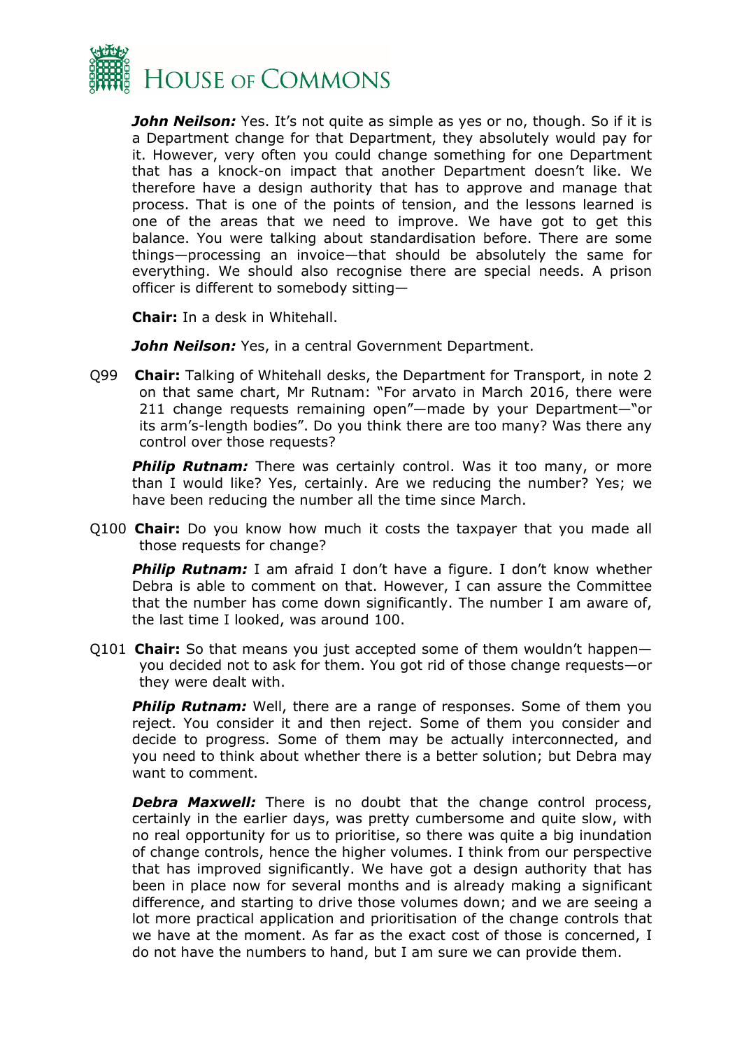***John Neilson:*** Yes. It's not quite as simple as yes or no, though. So if it is a Department change for that Department, they absolutely would pay for it. However, very often you could change something for one Department that has a knock-on impact that another Department doesn't like. We therefore have a design authority that has to approve and manage that process. That is one of the points of tension, and the lessons learned is one of the areas that we need to improve. We have got to get this balance. You were talking about standardisation before. There are some things—processing an invoice—that should be absolutely the same for everything. We should also recognise there are special needs. A prison officer is different to somebody sitting—

**Chair:** In a desk in Whitehall.

***John Neilson:*** Yes, in a central Government Department.

Q99 **Chair:** Talking of Whitehall desks, the Department for Transport, in note 2 on that same chart, Mr Rutnam: "For arvato in March 2016, there were 211 change requests remaining open"—made by your Department—"or its arm's-length bodies". Do you think there are too many? Was there any control over those requests?

***Philip Rutnam:*** There was certainly control. Was it too many, or more than I would like? Yes, certainly. Are we reducing the number? Yes; we have been reducing the number all the time since March.

Q100 **Chair:** Do you know how much it costs the taxpayer that you made all those requests for change?

***Philip Rutnam:*** I am afraid I don't have a figure. I don't know whether Debra is able to comment on that. However, I can assure the Committee that the number has come down significantly. The number I am aware of, the last time I looked, was around 100.

Q101 **Chair:** So that means you just accepted some of them wouldn't happen—you decided not to ask for them. You got rid of those change requests—or they were dealt with.

***Philip Rutnam:*** Well, there are a range of responses. Some of them you reject. You consider it and then reject. Some of them you consider and decide to progress. Some of them may be actually interconnected, and you need to think about whether there is a better solution; but Debra may want to comment.

***Debra Maxwell:*** There is no doubt that the change control process, certainly in the earlier days, was pretty cumbersome and quite slow, with no real opportunity for us to prioritise, so there was quite a big inundation of change controls, hence the higher volumes. I think from our perspective that has improved significantly. We have got a design authority that has been in place now for several months and is already making a significant difference, and starting to drive those volumes down; and we are seeing a lot more practical application and prioritisation of the change controls that we have at the moment. As far as the exact cost of those is concerned, I do not have the numbers to hand, but I am sure we can provide them.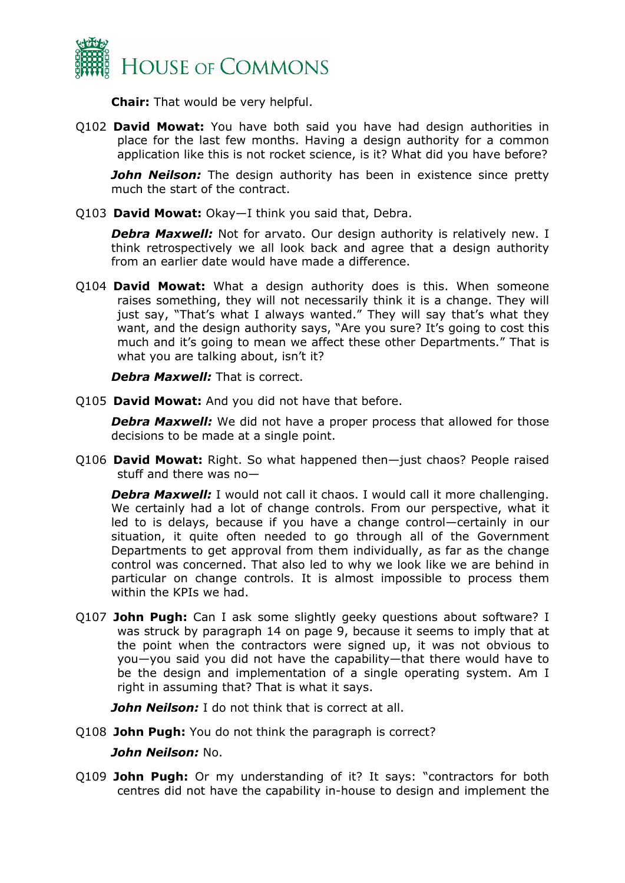**Chair:** That would be very helpful.

Q102 **David Mowat:** You have both said you have had design authorities in place for the last few months. Having a design authority for a common application like this is not rocket science, is it? What did you have before?

***John Neilson:*** The design authority has been in existence since pretty much the start of the contract.

Q103 **David Mowat:** Okay—I think you said that, Debra.

***Debra Maxwell:*** Not for arvato. Our design authority is relatively new. I think retrospectively we all look back and agree that a design authority from an earlier date would have made a difference.

Q104 **David Mowat:** What a design authority does is this. When someone raises something, they will not necessarily think it is a change. They will just say, "That's what I always wanted." They will say that's what they want, and the design authority says, "Are you sure? It's going to cost this much and it's going to mean we affect these other Departments." That is what you are talking about, isn't it?

***Debra Maxwell:*** That is correct.

Q105 **David Mowat:** And you did not have that before.

***Debra Maxwell:*** We did not have a proper process that allowed for those decisions to be made at a single point.

Q106 **David Mowat:** Right. So what happened then—just chaos? People raised stuff and there was no—

***Debra Maxwell:*** I would not call it chaos. I would call it more challenging. We certainly had a lot of change controls. From our perspective, what it led to is delays, because if you have a change control—certainly in our situation, it quite often needed to go through all of the Government Departments to get approval from them individually, as far as the change control was concerned. That also led to why we look like we are behind in particular on change controls. It is almost impossible to process them within the KPIs we had.

Q107 **John Pugh:** Can I ask some slightly geeky questions about software? I was struck by paragraph 14 on page 9, because it seems to imply that at the point when the contractors were signed up, it was not obvious to you—you said you did not have the capability—that there would have to be the design and implementation of a single operating system. Am I right in assuming that? That is what it says.

***John Neilson:*** I do not think that is correct at all.

Q108 **John Pugh:** You do not think the paragraph is correct?

***John Neilson:*** No.

Q109 **John Pugh:** Or my understanding of it? It says: "contractors for both centres did not have the capability in-house to design and implement the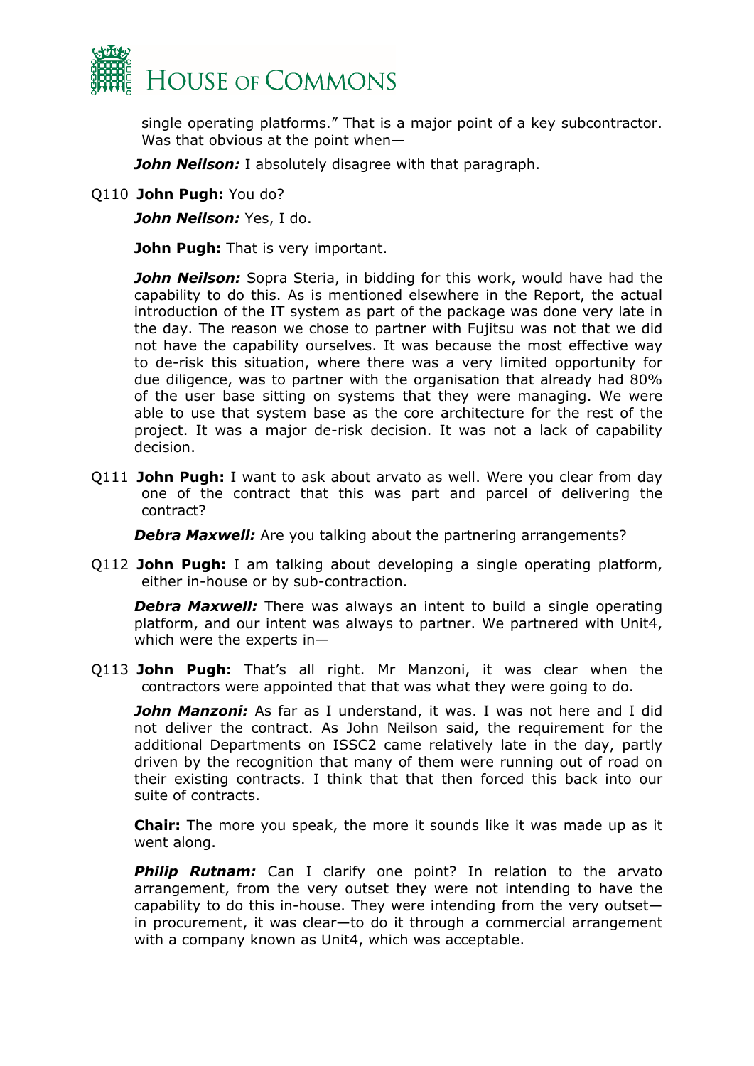single operating platforms." That is a major point of a key subcontractor. Was that obvious at the point when—

***John Neilson:*** I absolutely disagree with that paragraph.

Q110 **John Pugh:** You do?

***John Neilson:*** Yes, I do.

**John Pugh:** That is very important.

***John Neilson:*** Sopra Steria, in bidding for this work, would have had the capability to do this. As is mentioned elsewhere in the Report, the actual introduction of the IT system as part of the package was done very late in the day. The reason we chose to partner with Fujitsu was not that we did not have the capability ourselves. It was because the most effective way to de-risk this situation, where there was a very limited opportunity for due diligence, was to partner with the organisation that already had 80% of the user base sitting on systems that they were managing. We were able to use that system base as the core architecture for the rest of the project. It was a major de-risk decision. It was not a lack of capability decision.

Q111 **John Pugh:** I want to ask about arvato as well. Were you clear from day one of the contract that this was part and parcel of delivering the contract?

***Debra Maxwell:*** Are you talking about the partnering arrangements?

Q112 **John Pugh:** I am talking about developing a single operating platform, either in-house or by sub-contraction.

***Debra Maxwell:*** There was always an intent to build a single operating platform, and our intent was always to partner. We partnered with Unit4, which were the experts in—

Q113 **John Pugh:** That's all right. Mr Manzoni, it was clear when the contractors were appointed that that was what they were going to do.

***John Manzoni:*** As far as I understand, it was. I was not here and I did not deliver the contract. As John Neilson said, the requirement for the additional Departments on ISSC2 came relatively late in the day, partly driven by the recognition that many of them were running out of road on their existing contracts. I think that that then forced this back into our suite of contracts.

**Chair:** The more you speak, the more it sounds like it was made up as it went along.

***Philip Rutnam:*** Can I clarify one point? In relation to the arvato arrangement, from the very outset they were not intending to have the capability to do this in-house. They were intending from the very outset—in procurement, it was clear—to do it through a commercial arrangement with a company known as Unit4, which was acceptable.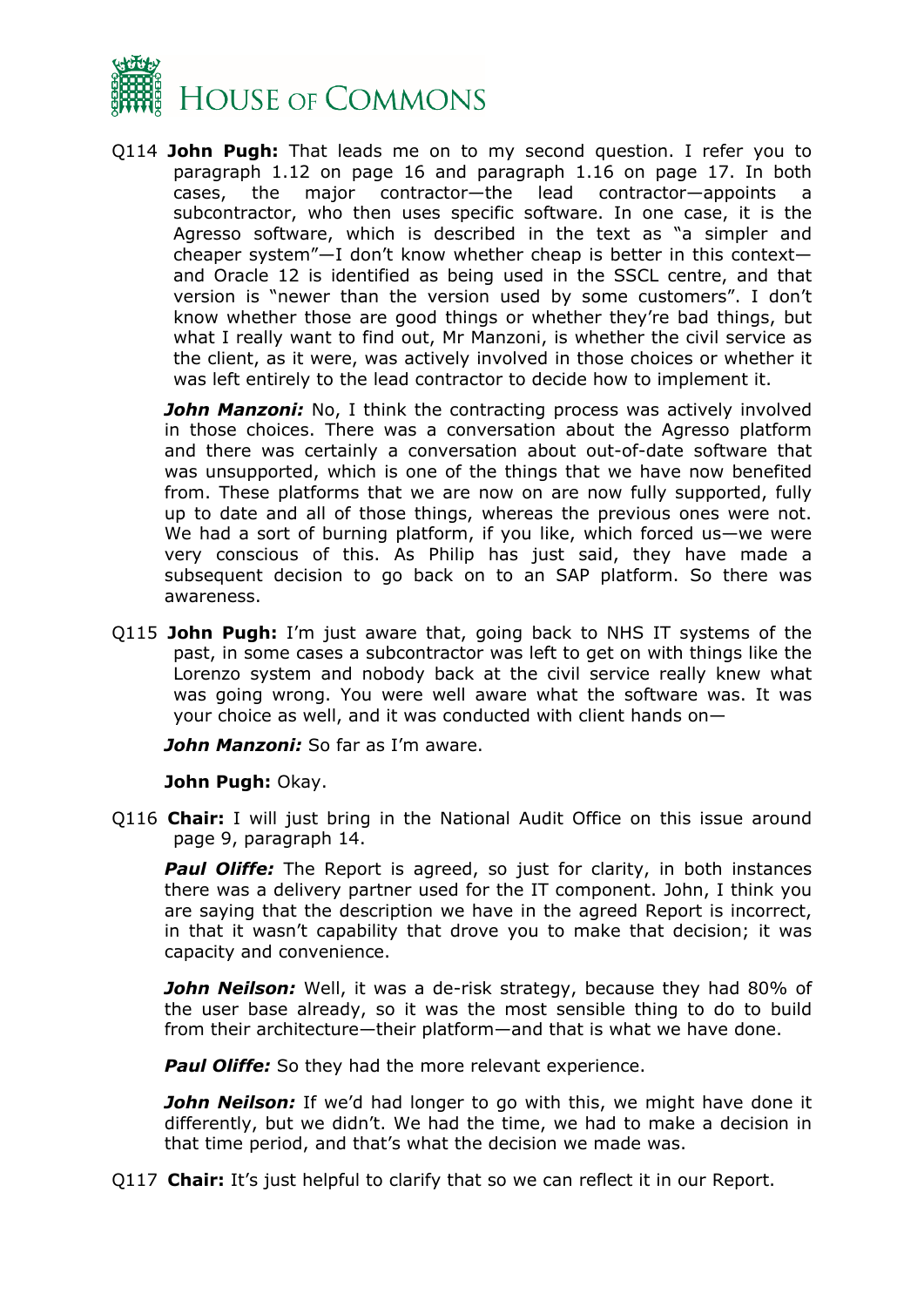Q114 **John Pugh:** That leads me on to my second question. I refer you to paragraph 1.12 on page 16 and paragraph 1.16 on page 17. In both cases, the major contractor—the lead contractor—appoints a subcontractor, who then uses specific software. In one case, it is the Agresso software, which is described in the text as "a simpler and cheaper system"—I don't know whether cheap is better in this context—and Oracle 12 is identified as being used in the SSCL centre, and that version is "newer than the version used by some customers". I don't know whether those are good things or whether they're bad things, but what I really want to find out, Mr Manzoni, is whether the civil service as the client, as it were, was actively involved in those choices or whether it was left entirely to the lead contractor to decide how to implement it.

***John Manzoni:*** No, I think the contracting process was actively involved in those choices. There was a conversation about the Agresso platform and there was certainly a conversation about out-of-date software that was unsupported, which is one of the things that we have now benefited from. These platforms that we are now on are now fully supported, fully up to date and all of those things, whereas the previous ones were not. We had a sort of burning platform, if you like, which forced us—we were very conscious of this. As Philip has just said, they have made a subsequent decision to go back on to an SAP platform. So there was awareness.

Q115 **John Pugh:** I'm just aware that, going back to NHS IT systems of the past, in some cases a subcontractor was left to get on with things like the Lorenzo system and nobody back at the civil service really knew what was going wrong. You were well aware what the software was. It was your choice as well, and it was conducted with client hands on—

***John Manzoni:*** So far as I'm aware.

**John Pugh:** Okay.

Q116 **Chair:** I will just bring in the National Audit Office on this issue around page 9, paragraph 14.

***Paul Oliffe:*** The Report is agreed, so just for clarity, in both instances there was a delivery partner used for the IT component. John, I think you are saying that the description we have in the agreed Report is incorrect, in that it wasn't capability that drove you to make that decision; it was capacity and convenience.

***John Neilson:*** Well, it was a de-risk strategy, because they had 80% of the user base already, so it was the most sensible thing to do to build from their architecture—their platform—and that is what we have done.

***Paul Oliffe:*** So they had the more relevant experience.

***John Neilson:*** If we'd had longer to go with this, we might have done it differently, but we didn't. We had the time, we had to make a decision in that time period, and that's what the decision we made was.

Q117 **Chair:** It's just helpful to clarify that so we can reflect it in our Report.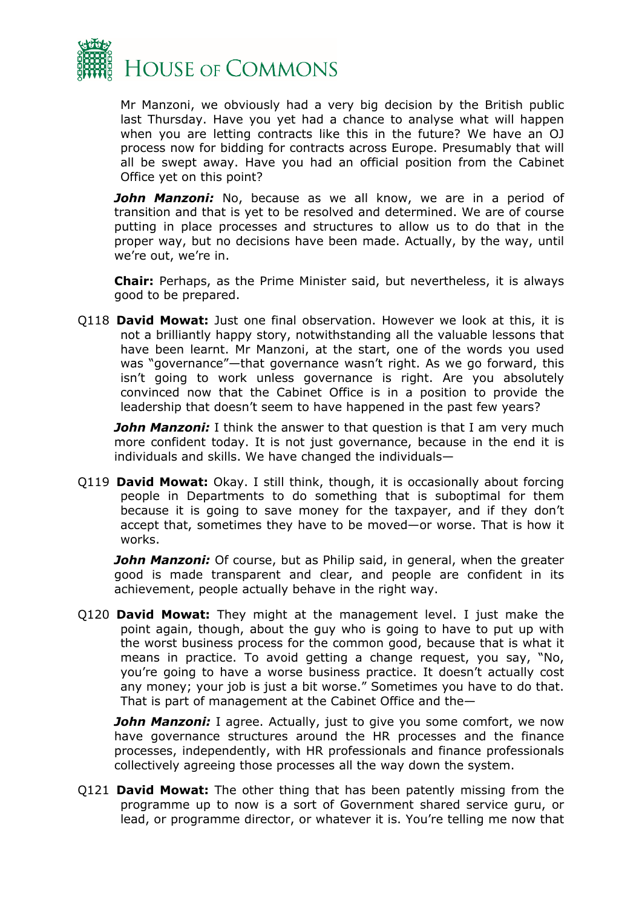Mr Manzoni, we obviously had a very big decision by the British public last Thursday. Have you yet had a chance to analyse what will happen when you are letting contracts like this in the future? We have an OJ process now for bidding for contracts across Europe. Presumably that will all be swept away. Have you had an official position from the Cabinet Office yet on this point?

***John Manzoni:*** No, because as we all know, we are in a period of transition and that is yet to be resolved and determined. We are of course putting in place processes and structures to allow us to do that in the proper way, but no decisions have been made. Actually, by the way, until we're out, we're in.

**Chair:** Perhaps, as the Prime Minister said, but nevertheless, it is always good to be prepared.

Q118 **David Mowat:** Just one final observation. However we look at this, it is not a brilliantly happy story, notwithstanding all the valuable lessons that have been learnt. Mr Manzoni, at the start, one of the words you used was "governance"—that governance wasn't right. As we go forward, this isn't going to work unless governance is right. Are you absolutely convinced now that the Cabinet Office is in a position to provide the leadership that doesn't seem to have happened in the past few years?

***John Manzoni:*** I think the answer to that question is that I am very much more confident today. It is not just governance, because in the end it is individuals and skills. We have changed the individuals—

Q119 **David Mowat:** Okay. I still think, though, it is occasionally about forcing people in Departments to do something that is suboptimal for them because it is going to save money for the taxpayer, and if they don't accept that, sometimes they have to be moved—or worse. That is how it works.

***John Manzoni:*** Of course, but as Philip said, in general, when the greater good is made transparent and clear, and people are confident in its achievement, people actually behave in the right way.

Q120 **David Mowat:** They might at the management level. I just make the point again, though, about the guy who is going to have to put up with the worst business process for the common good, because that is what it means in practice. To avoid getting a change request, you say, "No, you're going to have a worse business practice. It doesn't actually cost any money; your job is just a bit worse." Sometimes you have to do that. That is part of management at the Cabinet Office and the—

***John Manzoni:*** I agree. Actually, just to give you some comfort, we now have governance structures around the HR processes and the finance processes, independently, with HR professionals and finance professionals collectively agreeing those processes all the way down the system.

Q121 **David Mowat:** The other thing that has been patently missing from the programme up to now is a sort of Government shared service guru, or lead, or programme director, or whatever it is. You're telling me now that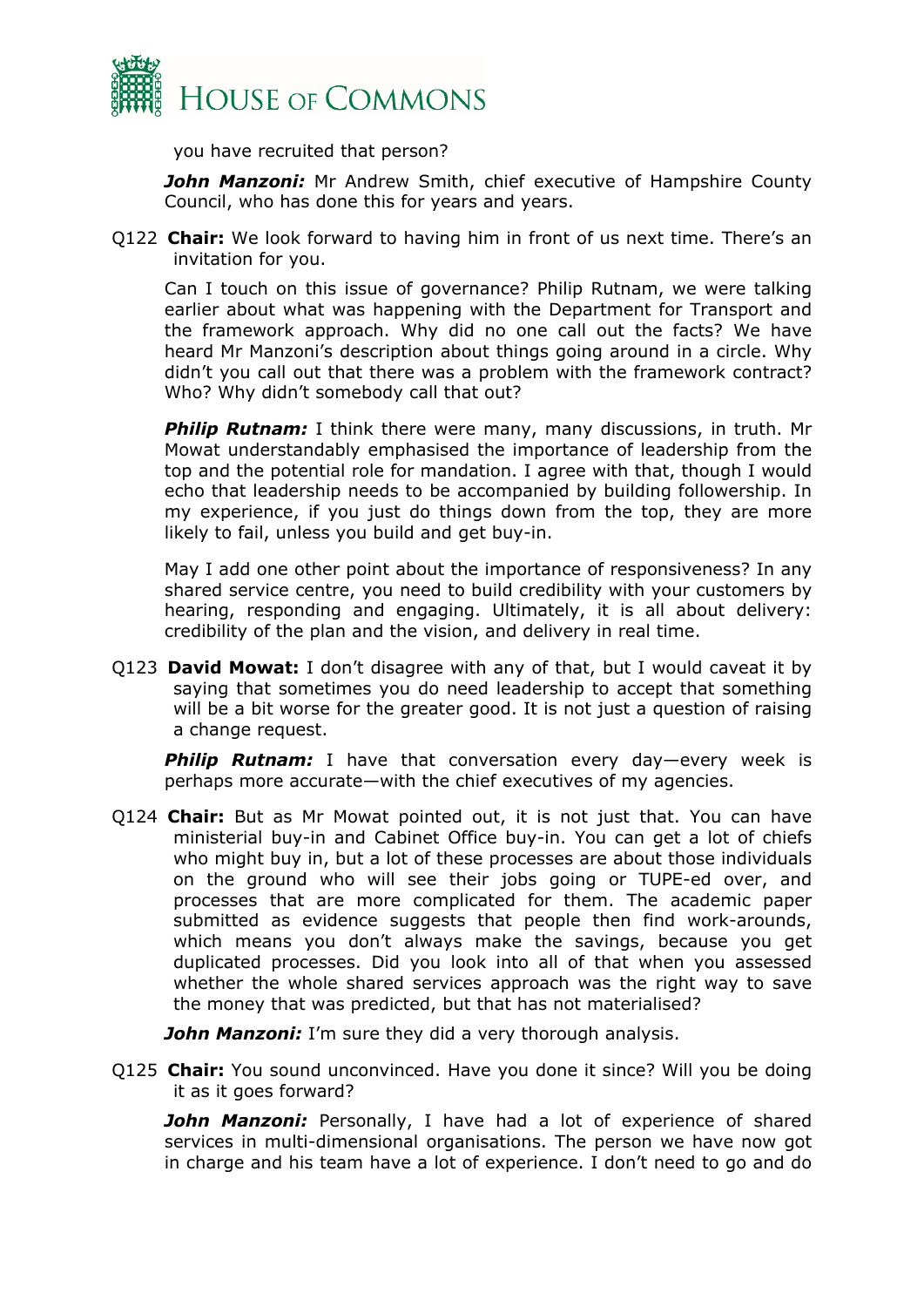you have recruited that person?

***John Manzoni:*** Mr Andrew Smith, chief executive of Hampshire County Council, who has done this for years and years.

Q122 **Chair:** We look forward to having him in front of us next time. There's an invitation for you.

Can I touch on this issue of governance? Philip Rutnam, we were talking earlier about what was happening with the Department for Transport and the framework approach. Why did no one call out the facts? We have heard Mr Manzoni's description about things going around in a circle. Why didn't you call out that there was a problem with the framework contract? Who? Why didn't somebody call that out?

***Philip Rutnam:*** I think there were many, many discussions, in truth. Mr Mowat understandably emphasised the importance of leadership from the top and the potential role for mandation. I agree with that, though I would echo that leadership needs to be accompanied by building followership. In my experience, if you just do things down from the top, they are more likely to fail, unless you build and get buy-in.

May I add one other point about the importance of responsiveness? In any shared service centre, you need to build credibility with your customers by hearing, responding and engaging. Ultimately, it is all about delivery: credibility of the plan and the vision, and delivery in real time.

Q123 **David Mowat:** I don't disagree with any of that, but I would caveat it by saying that sometimes you do need leadership to accept that something will be a bit worse for the greater good. It is not just a question of raising a change request.

***Philip Rutnam:*** I have that conversation every day—every week is perhaps more accurate—with the chief executives of my agencies.

Q124 **Chair:** But as Mr Mowat pointed out, it is not just that. You can have ministerial buy-in and Cabinet Office buy-in. You can get a lot of chiefs who might buy in, but a lot of these processes are about those individuals on the ground who will see their jobs going or TUPE-ed over, and processes that are more complicated for them. The academic paper submitted as evidence suggests that people then find work-arounds, which means you don't always make the savings, because you get duplicated processes. Did you look into all of that when you assessed whether the whole shared services approach was the right way to save the money that was predicted, but that has not materialised?

***John Manzoni:*** I'm sure they did a very thorough analysis.

Q125 **Chair:** You sound unconvinced. Have you done it since? Will you be doing it as it goes forward?

***John Manzoni:*** Personally, I have had a lot of experience of shared services in multi-dimensional organisations. The person we have now got in charge and his team have a lot of experience. I don't need to go and do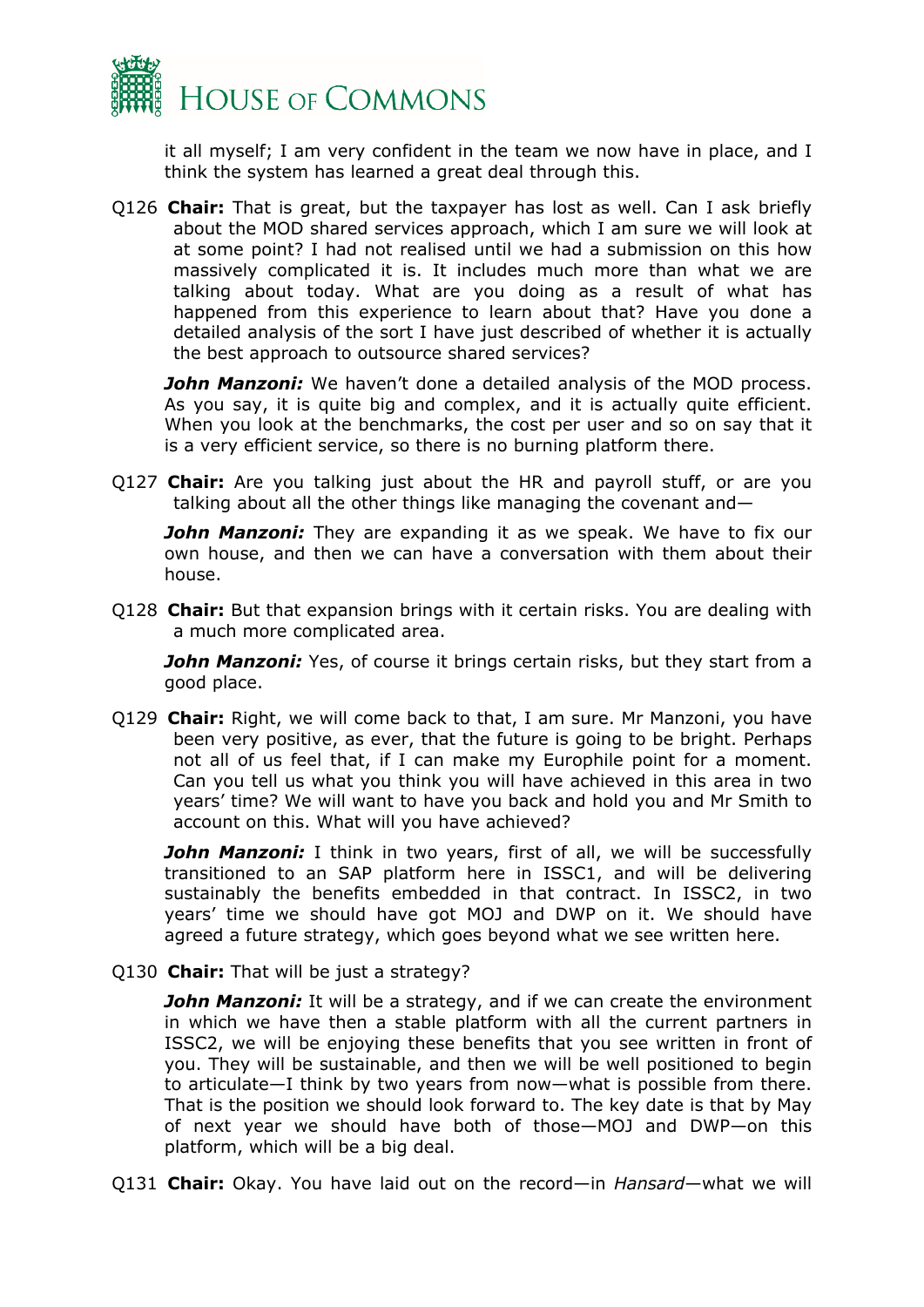it all myself; I am very confident in the team we now have in place, and I think the system has learned a great deal through this.

Q126 **Chair:** That is great, but the taxpayer has lost as well. Can I ask briefly about the MOD shared services approach, which I am sure we will look at at some point? I had not realised until we had a submission on this how massively complicated it is. It includes much more than what we are talking about today. What are you doing as a result of what has happened from this experience to learn about that? Have you done a detailed analysis of the sort I have just described of whether it is actually the best approach to outsource shared services?

***John Manzoni:*** We haven't done a detailed analysis of the MOD process. As you say, it is quite big and complex, and it is actually quite efficient. When you look at the benchmarks, the cost per user and so on say that it is a very efficient service, so there is no burning platform there.

Q127 **Chair:** Are you talking just about the HR and payroll stuff, or are you talking about all the other things like managing the covenant and—

***John Manzoni:*** They are expanding it as we speak. We have to fix our own house, and then we can have a conversation with them about their house.

Q128 **Chair:** But that expansion brings with it certain risks. You are dealing with a much more complicated area.

***John Manzoni:*** Yes, of course it brings certain risks, but they start from a good place.

Q129 **Chair:** Right, we will come back to that, I am sure. Mr Manzoni, you have been very positive, as ever, that the future is going to be bright. Perhaps not all of us feel that, if I can make my Europhile point for a moment. Can you tell us what you think you will have achieved in this area in two years' time? We will want to have you back and hold you and Mr Smith to account on this. What will you have achieved?

***John Manzoni:*** I think in two years, first of all, we will be successfully transitioned to an SAP platform here in ISSC1, and will be delivering sustainably the benefits embedded in that contract. In ISSC2, in two years' time we should have got MOJ and DWP on it. We should have agreed a future strategy, which goes beyond what we see written here.

Q130 **Chair:** That will be just a strategy?

***John Manzoni:*** It will be a strategy, and if we can create the environment in which we have then a stable platform with all the current partners in ISSC2, we will be enjoying these benefits that you see written in front of you. They will be sustainable, and then we will be well positioned to begin to articulate—I think by two years from now—what is possible from there. That is the position we should look forward to. The key date is that by May of next year we should have both of those—MOJ and DWP—on this platform, which will be a big deal.

Q131 **Chair:** Okay. You have laid out on the record—in *Hansard*—what we will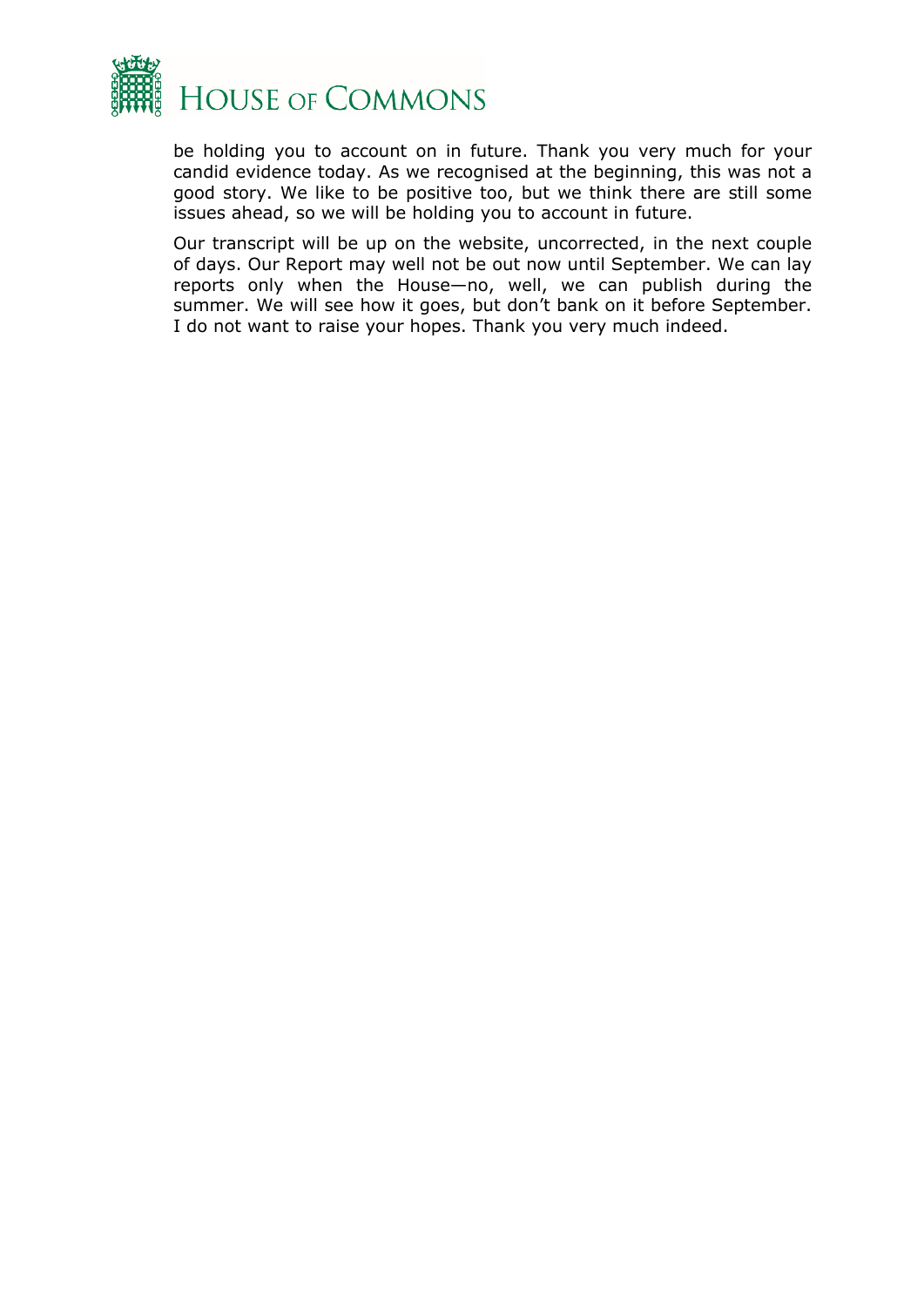be holding you to account on in future. Thank you very much for your candid evidence today. As we recognised at the beginning, this was not a good story. We like to be positive too, but we think there are still some issues ahead, so we will be holding you to account in future.

Our transcript will be up on the website, uncorrected, in the next couple of days. Our Report may well not be out now until September. We can lay reports only when the House—no, well, we can publish during the summer. We will see how it goes, but don’t bank on it before September. I do not want to raise your hopes. Thank you very much indeed.